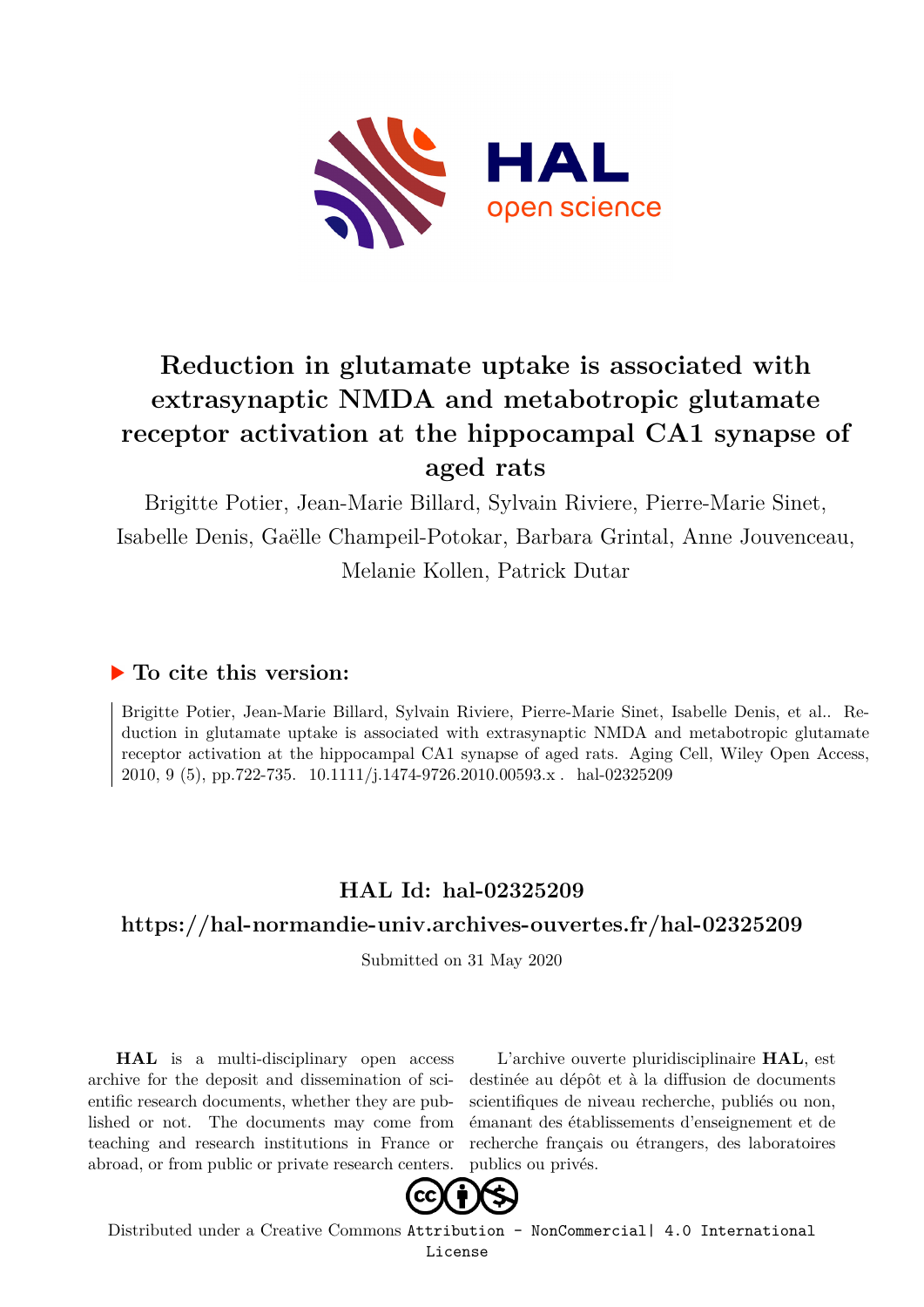# Reduction in glutamate uptake is associated with extrasynaptic NMDA and metabotropic glutamate receptor activation at the hippocampal CA1 synapse of aged rats

Brigitte Potier, Jean-Marie Billard, Sylvain Riviere, Pierre-Marie Sinet, Isabelle Denis, Gaëlle Champeil-Potokar, Barbara Grintal, Anne Jouvenceau, Melanie Kollen, Patrick Dutar

### ▶ To cite this version:

Brigitte Potier, Jean-Marie Billard, Sylvain Riviere, Pierre-Marie Sinet, Isabelle Denis, et al.. Reduction in glutamate uptake is associated with extrasynaptic NMDA and metabotropic glutamate receptor activation at the hippocampal CA1 synapse of aged rats. Aging Cell, Wiley Open Access, 2010, 9 (5), pp.722-735. 10.1111/j.1474-9726.2010.00593.x . hal-02325209

## HAL Id: hal-02325209

## https://hal-normandie-univ.archives-ouvertes.fr/hal-02325209

Submitted on 31 May 2020

**HAL** is a multi-disciplinary open access archive for the deposit and dissemination of scientific research documents, whether they are published or not. The documents may come from teaching and research institutions in France or abroad, or from public or private research centers.

L'archive ouverte pluridisciplinaire **HAL**, est destinée au dépôt et à la diffusion de documents scientifiques de niveau recherche, publiés ou non, émanant des établissements d'enseignement et de recherche français ou étrangers, des laboratoires publics ou privés.

Distributed under a Creative Commons Attribution - NonCommercial| 4.0 International License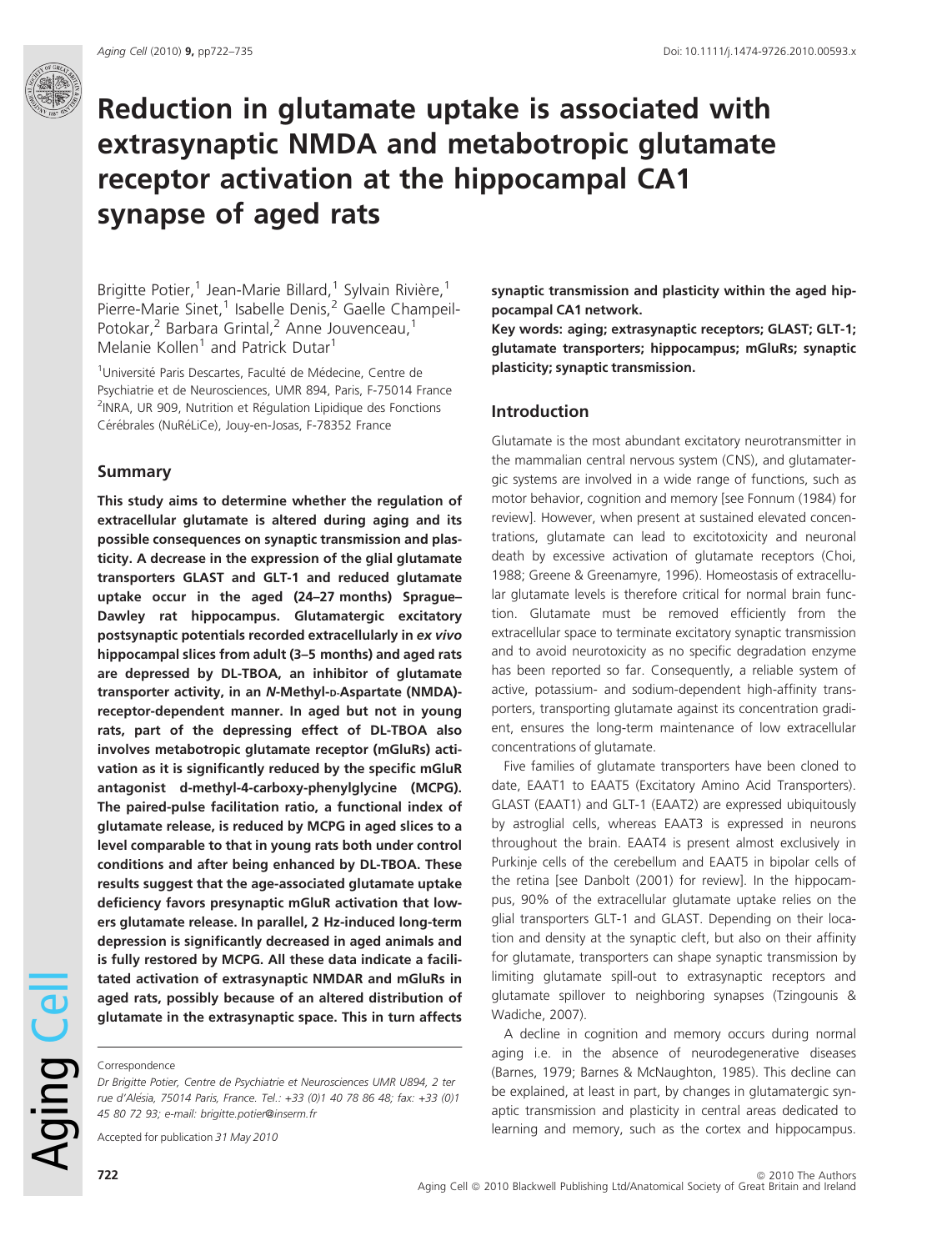# Reduction in glutamate uptake is associated with extrasynaptic NMDA and metabotropic glutamate receptor activation at the hippocampal CA1 synapse of aged rats

Brigitte Potier,[1] Jean-Marie Billard,[1] Sylvain Rivière,[1] Pierre-Marie Sinet,[1] Isabelle Denis,[2] Gaelle Champeil-Potokar,[2] Barbara Grintal,[2] Anne Jouvenceau,[1] Melanie Kollen[1] and Patrick Dutar[1]

[1]Université Paris Descartes, Faculté de Médecine, Centre de Psychiatrie et de Neurosciences, UMR 894, Paris, F-75014 France
[2]INRA, UR 909, Nutrition et Régulation Lipidique des Fonctions Cérébrales (NuRéLiCe), Jouy-en-Josas, F-78352 France

## Summary

**This study aims to determine whether the regulation of extracellular glutamate is altered during aging and its possible consequences on synaptic transmission and plasticity. A decrease in the expression of the glial glutamate transporters GLAST and GLT-1 and reduced glutamate uptake occur in the aged (24–27 months) Sprague–Dawley rat hippocampus. Glutamatergic excitatory postsynaptic potentials recorded extracellularly in *ex vivo* hippocampal slices from adult (3–5 months) and aged rats are depressed by DL-TBOA, an inhibitor of glutamate transporter activity, in an *N*-Methyl-D-Aspartate (NMDA)-receptor-dependent manner. In aged but not in young rats, part of the depressing effect of DL-TBOA also involves metabotropic glutamate receptor (mGluRs) activation as it is significantly reduced by the specific mGluR antagonist d-methyl-4-carboxy-phenylglycine (MCPG). The paired-pulse facilitation ratio, a functional index of glutamate release, is reduced by MCPG in aged slices to a level comparable to that in young rats both under control conditions and after being enhanced by DL-TBOA. These results suggest that the age-associated glutamate uptake deficiency favors presynaptic mGluR activation that lowers glutamate release. In parallel, 2 Hz-induced long-term depression is significantly decreased in aged animals and is fully restored by MCPG. All these data indicate a facilitated activation of extrasynaptic NMDAR and mGluRs in aged rats, possibly because of an altered distribution of glutamate in the extrasynaptic space. This in turn affects synaptic transmission and plasticity within the aged hippocampal CA1 network.**

**Key words: aging; extrasynaptic receptors; GLAST; GLT-1; glutamate transporters; hippocampus; mGluRs; synaptic plasticity; synaptic transmission.**

Correspondence

*Dr Brigitte Potier, Centre de Psychiatrie et Neurosciences UMR U894, 2 ter rue d'Alésia, 75014 Paris, France. Tel.: +33 (0)1 40 78 86 48; fax: +33 (0)1 45 80 72 93; e-mail: brigitte.potier@inserm.fr*

Accepted for publication *31 May 2010*

## Introduction

Glutamate is the most abundant excitatory neurotransmitter in the mammalian central nervous system (CNS), and glutamatergic systems are involved in a wide range of functions, such as motor behavior, cognition and memory [see Fonnum (1984) for review]. However, when present at sustained elevated concentrations, glutamate can lead to excitotoxicity and neuronal death by excessive activation of glutamate receptors (Choi, 1988; Greene & Greenamyre, 1996). Homeostasis of extracellular glutamate levels is therefore critical for normal brain function. Glutamate must be removed efficiently from the extracellular space to terminate excitatory synaptic transmission and to avoid neurotoxicity as no specific degradation enzyme has been reported so far. Consequently, a reliable system of active, potassium- and sodium-dependent high-affinity transporters, transporting glutamate against its concentration gradient, ensures the long-term maintenance of low extracellular concentrations of glutamate.

Five families of glutamate transporters have been cloned to date, EAAT1 to EAAT5 (Excitatory Amino Acid Transporters). GLAST (EAAT1) and GLT-1 (EAAT2) are expressed ubiquitously by astroglial cells, whereas EAAT3 is expressed in neurons throughout the brain. EAAT4 is present almost exclusively in Purkinje cells of the cerebellum and EAAT5 in bipolar cells of the retina [see Danbolt (2001) for review]. In the hippocampus, 90% of the extracellular glutamate uptake relies on the glial transporters GLT-1 and GLAST. Depending on their location and density at the synaptic cleft, but also on their affinity for glutamate, transporters can shape synaptic transmission by limiting glutamate spill-out to extrasynaptic receptors and glutamate spillover to neighboring synapses (Tzingounis & Wadiche, 2007).

A decline in cognition and memory occurs during normal aging i.e. in the absence of neurodegenerative diseases (Barnes, 1979; Barnes & McNaughton, 1985). This decline can be explained, at least in part, by changes in glutamatergic synaptic transmission and plasticity in central areas dedicated to learning and memory, such as the cortex and hippocampus.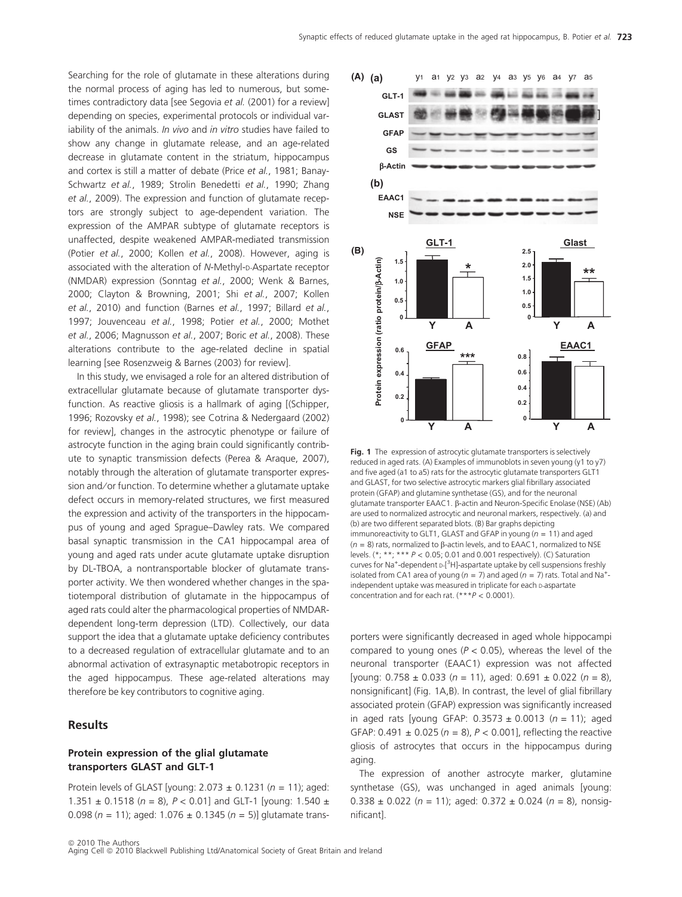Searching for the role of glutamate in these alterations during the normal process of aging has led to numerous, but sometimes contradictory data [see Segovia *et al.* (2001) for a review] depending on species, experimental protocols or individual variability of the animals. *In vivo* and *in vitro* studies have failed to show any change in glutamate release, and an age-related decrease in glutamate content in the striatum, hippocampus and cortex is still a matter of debate (Price *et al.*, 1981; Banay-Schwartz *et al.*, 1989; Strolin Benedetti *et al.*, 1990; Zhang *et al.*, 2009). The expression and function of glutamate receptors are strongly subject to age-dependent variation. The expression of the AMPAR subtype of glutamate receptors is unaffected, despite weakened AMPAR-mediated transmission (Potier *et al.*, 2000; Kollen *et al.*, 2008). However, aging is associated with the alteration of *N*-Methyl-D-Aspartate receptor (NMDAR) expression (Sonntag *et al.*, 2000; Wenk & Barnes, 2000; Clayton & Browning, 2001; Shi *et al.*, 2007; Kollen *et al.*, 2010) and function (Barnes *et al.*, 1997; Billard *et al.*, 1997; Jouvenceau *et al.*, 1998; Potier *et al.*, 2000; Mothet *et al.*, 2006; Magnusson *et al.*, 2007; Boric *et al.*, 2008). These alterations contribute to the age-related decline in spatial learning [see Rosenzweig & Barnes (2003) for review].

In this study, we envisaged a role for an altered distribution of extracellular glutamate because of glutamate transporter dysfunction. As reactive gliosis is a hallmark of aging [(Schipper, 1996; Rozovsky *et al.*, 1998); see Cotrina & Nedergaard (2002) for review], changes in the astrocytic phenotype or failure of astrocyte function in the aging brain could significantly contribute to synaptic transmission defects (Perea & Araque, 2007), notably through the alteration of glutamate transporter expression and/or function. To determine whether a glutamate uptake defect occurs in memory-related structures, we first measured the expression and activity of the transporters in the hippocampus of young and aged Sprague–Dawley rats. We compared basal synaptic transmission in the CA1 hippocampal area of young and aged rats under acute glutamate uptake disruption by DL-TBOA, a nontransportable blocker of glutamate transporter activity. We then wondered whether changes in the spatiotemporal distribution of glutamate in the hippocampus of aged rats could alter the pharmacological properties of NMDAR-dependent long-term depression (LTD). Collectively, our data support the idea that a glutamate uptake deficiency contributes to a decreased regulation of extracellular glutamate and to an abnormal activation of extrasynaptic metabotropic receptors in the aged hippocampus. These age-related alterations may therefore be key contributors to cognitive aging.

## Results

### Protein expression of the glial glutamate transporters GLAST and GLT-1

Protein levels of GLAST [young: 2.073 ± 0.1231 ($n = 11$); aged: 1.351 ± 0.1518 ($n = 8$), $P < 0.01$] and GLT-1 [young: 1.540 ± 0.098 ($n = 11$); aged: 1.076 ± 0.1345 ($n = 5$)] glutamate transporters were significantly decreased in aged whole hippocampi compared to young ones ($P < 0.05$), whereas the level of the neuronal transporter (EAAC1) expression was not affected [young: 0.758 ± 0.033 ($n = 11$), aged: 0.691 ± 0.022 ($n = 8$), nonsignificant] (Fig. 1A,B). In contrast, the level of glial fibrillary associated protein (GFAP) expression was significantly increased in aged rats [young GFAP: 0.3573 ± 0.0013 ($n = 11$); aged GFAP: 0.491 ± 0.025 ($n = 8$), $P < 0.001$], reflecting the reactive gliosis of astrocytes that occurs in the hippocampus during aging.

The expression of another astrocyte marker, glutamine synthetase (GS), was unchanged in aged animals [young: 0.338 ± 0.022 ($n = 11$); aged: 0.372 ± 0.024 ($n = 8$), nonsignificant].

**Fig. 1** The expression of astrocytic glutamate transporters is selectively reduced in aged rats. (A) Examples of immunoblots in seven young (y1 to y7) and five aged (a1 to a5) rats for the astrocytic glutamate transporters GLT1 and GLAST, for two selective astrocytic markers glial fibrillary associated protein (GFAP) and glutamine synthetase (GS), and for the neuronal glutamate transporter EAAC1. β-actin and Neuron-Specific Enolase (NSE) (Ab) are used to normalized astrocytic and neuronal markers, respectively. (a) and (b) are two different separated blots. (B) Bar graphs depicting immunoreactivity to GLT1, GLAST and GFAP in young ($n = 11$) and aged ($n = 8$) rats, normalized to β-actin levels, and to EAAC1, normalized to NSE levels. (*; **; *** $P < 0.05$; 0.01 and 0.001 respectively). (C) Saturation curves for $Na^+$-dependent D-[$^3$H]-aspartate uptake by cell suspensions freshly isolated from CA1 area of young ($n = 7$) and aged ($n = 7$) rats. Total and $Na^+$-independent uptake was measured in triplicate for each D-aspartate concentration and for each rat. (***$P < 0.0001$).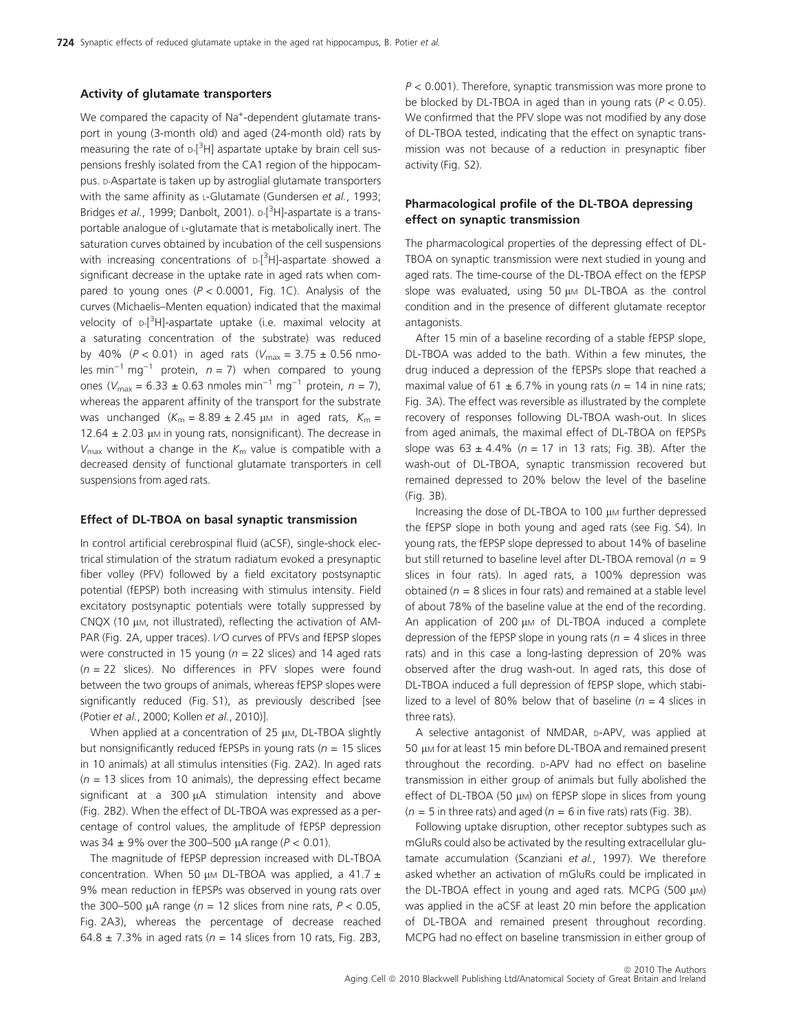### Activity of glutamate transporters

We compared the capacity of $Na^+$-dependent glutamate transport in young (3-month old) and aged (24-month old) rats by measuring the rate of D-[$^3$H] aspartate uptake by brain cell suspensions freshly isolated from the CA1 region of the hippocampus. D-Aspartate is taken up by astroglial glutamate transporters with the same affinity as L-Glutamate (Gundersen *et al.*, 1993; Bridges *et al.*, 1999; Danbolt, 2001). D-[$^3$H]-aspartate is a transportable analogue of L-glutamate that is metabolically inert. The saturation curves obtained by incubation of the cell suspensions with increasing concentrations of D-[$^3$H]-aspartate showed a significant decrease in the uptake rate in aged rats when compared to young ones ($P < 0.0001$, Fig. 1C). Analysis of the curves (Michaelis–Menten equation) indicated that the maximal velocity of D-[$^3$H]-aspartate uptake (i.e. maximal velocity at a saturating concentration of the substrate) was reduced by 40% ($P < 0.01$) in aged rats ($V_{max} = 3.75 \pm 0.56$ nmoles min$^{-1}$ mg$^{-1}$ protein, $n = 7$) when compared to young ones ($V_{max} = 6.33 \pm 0.63$ nmoles min$^{-1}$ mg$^{-1}$ protein, $n = 7$), whereas the apparent affinity of the transport for the substrate was unchanged ($K_m = 8.89 \pm 2.45$ μM in aged rats, $K_m = 12.64 \pm 2.03$ μM in young rats, nonsignificant). The decrease in $V_{max}$ without a change in the $K_m$ value is compatible with a decreased density of functional glutamate transporters in cell suspensions from aged rats.

### Effect of DL-TBOA on basal synaptic transmission

In control artificial cerebrospinal fluid (aCSF), single-shock electrical stimulation of the stratum radiatum evoked a presynaptic fiber volley (PFV) followed by a field excitatory postsynaptic potential (fEPSP) both increasing with stimulus intensity. Field excitatory postsynaptic potentials were totally suppressed by CNQX (10 μM, not illustrated), reflecting the activation of AMPAR (Fig. 2A, upper traces). I/O curves of PFVs and fEPSP slopes were constructed in 15 young ($n = 22$ slices) and 14 aged rats ($n = 22$ slices). No differences in PFV slopes were found between the two groups of animals, whereas fEPSP slopes were significantly reduced (Fig. S1), as previously described [see (Potier *et al.*, 2000; Kollen *et al.*, 2010)].

When applied at a concentration of 25 μM, DL-TBOA slightly but nonsignificantly reduced fEPSPs in young rats ($n = 15$ slices in 10 animals) at all stimulus intensities (Fig. 2A2). In aged rats ($n = 13$ slices from 10 animals), the depressing effect became significant at a 300 μA stimulation intensity and above (Fig. 2B2). When the effect of DL-TBOA was expressed as a percentage of control values, the amplitude of fEPSP depression was 34 ± 9% over the 300–500 μA range ($P < 0.01$).

The magnitude of fEPSP depression increased with DL-TBOA concentration. When 50 μM DL-TBOA was applied, a 41.7 ± 9% mean reduction in fEPSPs was observed in young rats over the 300–500 μA range ($n = 12$ slices from nine rats, $P < 0.05$, Fig. 2A3), whereas the percentage of decrease reached 64.8 ± 7.3% in aged rats ($n = 14$ slices from 10 rats, Fig. 2B3, $P < 0.001$). Therefore, synaptic transmission was more prone to be blocked by DL-TBOA in aged than in young rats ($P < 0.05$). We confirmed that the PFV slope was not modified by any dose of DL-TBOA tested, indicating that the effect on synaptic transmission was not because of a reduction in presynaptic fiber activity (Fig. S2).

### Pharmacological profile of the DL-TBOA depressing effect on synaptic transmission

The pharmacological properties of the depressing effect of DL-TBOA on synaptic transmission were next studied in young and aged rats. The time-course of the DL-TBOA effect on the fEPSP slope was evaluated, using 50 μM DL-TBOA as the control condition and in the presence of different glutamate receptor antagonists.

After 15 min of a baseline recording of a stable fEPSP slope, DL-TBOA was added to the bath. Within a few minutes, the drug induced a depression of the fEPSPs slope that reached a maximal value of 61 ± 6.7% in young rats ($n = 14$ in nine rats; Fig. 3A). The effect was reversible as illustrated by the complete recovery of responses following DL-TBOA wash-out. In slices from aged animals, the maximal effect of DL-TBOA on fEPSPs slope was 63 ± 4.4% ($n = 17$ in 13 rats; Fig. 3B). After the wash-out of DL-TBOA, synaptic transmission recovered but remained depressed to 20% below the level of the baseline (Fig. 3B).

Increasing the dose of DL-TBOA to 100 μM further depressed the fEPSP slope in both young and aged rats (see Fig. S4). In young rats, the fEPSP slope depressed to about 14% of baseline but still returned to baseline level after DL-TBOA removal ($n = 9$ slices in four rats). In aged rats, a 100% depression was obtained ($n = 8$ slices in four rats) and remained at a stable level of about 78% of the baseline value at the end of the recording. An application of 200 μM of DL-TBOA induced a complete depression of the fEPSP slope in young rats ($n = 4$ slices in three rats) and in this case a long-lasting depression of 20% was observed after the drug wash-out. In aged rats, this dose of DL-TBOA induced a full depression of fEPSP slope, which stabilized to a level of 80% below that of baseline ($n = 4$ slices in three rats).

A selective antagonist of NMDAR, D-APV, was applied at 50 μM for at least 15 min before DL-TBOA and remained present throughout the recording. D-APV had no effect on baseline transmission in either group of animals but fully abolished the effect of DL-TBOA (50 μM) on fEPSP slope in slices from young ($n = 5$ in three rats) and aged ($n = 6$ in five rats) rats (Fig. 3B).

Following uptake disruption, other receptor subtypes such as mGluRs could also be activated by the resulting extracellular glutamate accumulation (Scanziani *et al.*, 1997). We therefore asked whether an activation of mGluRs could be implicated in the DL-TBOA effect in young and aged rats. MCPG (500 μM) was applied in the aCSF at least 20 min before the application of DL-TBOA and remained present throughout recording. MCPG had no effect on baseline transmission in either group of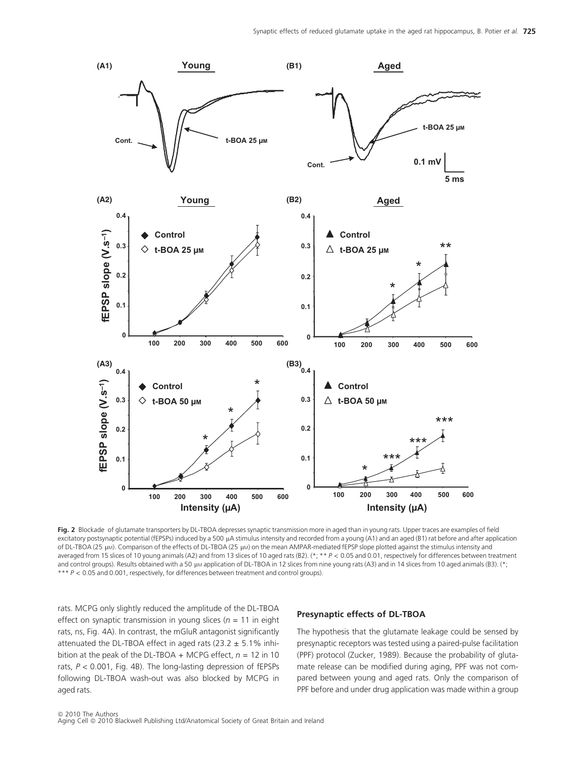**Fig. 2** Blockade of glutamate transporters by DL-TBOA depresses synaptic transmission more in aged than in young rats. Upper traces are examples of field excitatory postsynaptic potential (fEPSPs) induced by a 500 μA stimulus intensity and recorded from a young (A1) and an aged (B1) rat before and after application of DL-TBOA (25 μM). Comparison of the effects of DL-TBOA (25 μM) on the mean AMPAR-mediated fEPSP slope plotted against the stimulus intensity and averaged from 15 slices of 10 young animals (A2) and from 13 slices of 10 aged rats (B2). (*; ** $P < 0.05$ and 0.01, respectively for differences between treatment and control groups). Results obtained with a 50 μM application of DL-TBOA in 12 slices from nine young rats (A3) and in 14 slices from 10 aged animals (B3). (*; *** $P < 0.05$ and 0.001, respectively, for differences between treatment and control groups).

rats. MCPG only slightly reduced the amplitude of the DL-TBOA effect on synaptic transmission in young slices ($n = 11$ in eight rats, ns, Fig. 4A). In contrast, the mGluR antagonist significantly attenuated the DL-TBOA effect in aged rats (23.2 ± 5.1% inhibition at the peak of the DL-TBOA + MCPG effect, $n = 12$ in 10 rats, $P < 0.001$, Fig. 4B). The long-lasting depression of fEPSPs following DL-TBOA wash-out was also blocked by MCPG in aged rats.

### Presynaptic effects of DL-TBOA

The hypothesis that the glutamate leakage could be sensed by presynaptic receptors was tested using a paired-pulse facilitation (PPF) protocol (Zucker, 1989). Because the probability of glutamate release can be modified during aging, PPF was not compared between young and aged rats. Only the comparison of PPF before and under drug application was made within a group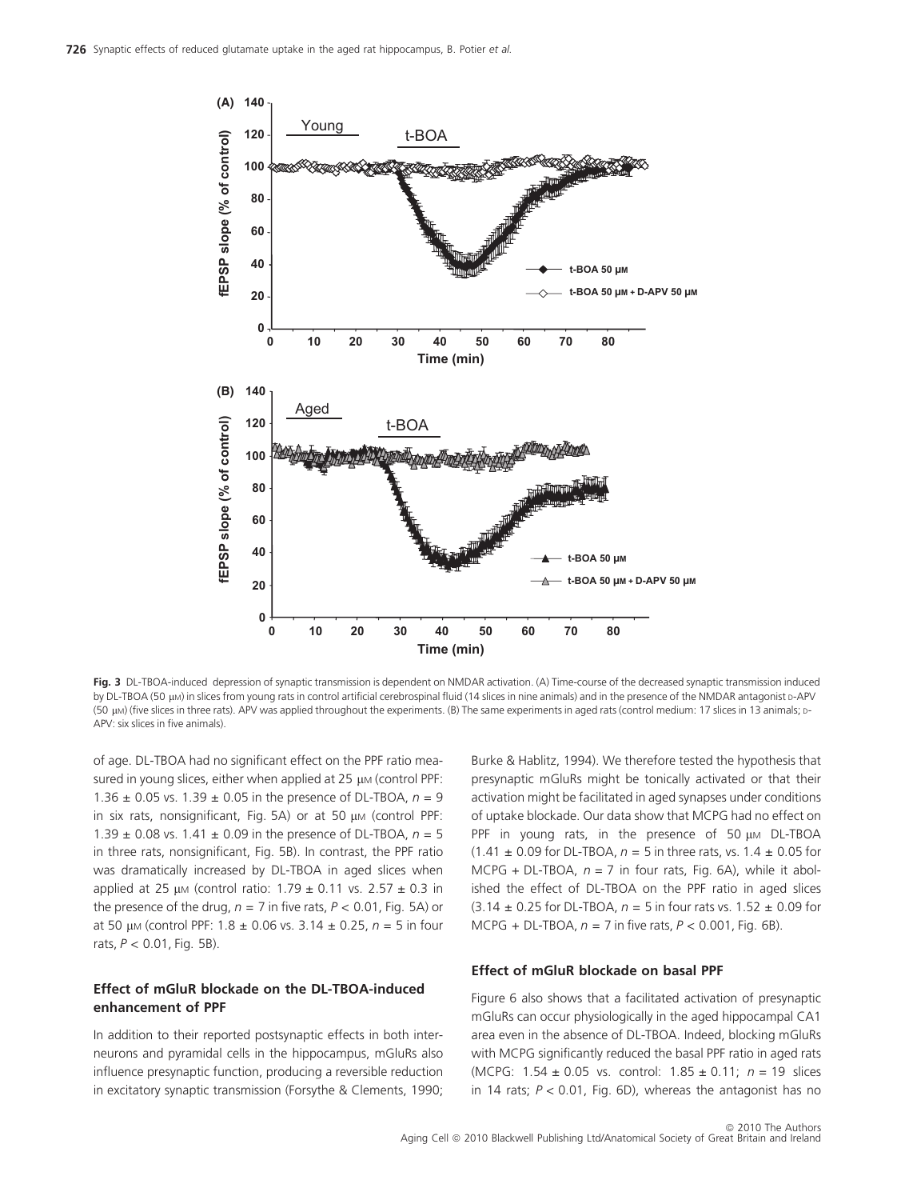**Fig. 3** DL-TBOA-induced depression of synaptic transmission is dependent on NMDAR activation. (A) Time-course of the decreased synaptic transmission induced by DL-TBOA (50 μM) in slices from young rats in control artificial cerebrospinal fluid (14 slices in nine animals) and in the presence of the NMDAR antagonist D-APV (50 μM) (five slices in three rats). APV was applied throughout the experiments. (B) The same experiments in aged rats (control medium: 17 slices in 13 animals; D-APV: six slices in five animals).

of age. DL-TBOA had no significant effect on the PPF ratio measured in young slices, either when applied at 25 μM (control PPF: 1.36 ± 0.05 vs. 1.39 ± 0.05 in the presence of DL-TBOA, $n = 9$ in six rats, nonsignificant, Fig. 5A) or at 50 μM (control PPF: 1.39 ± 0.08 vs. 1.41 ± 0.09 in the presence of DL-TBOA, $n = 5$ in three rats, nonsignificant, Fig. 5B). In contrast, the PPF ratio was dramatically increased by DL-TBOA in aged slices when applied at 25 μM (control ratio: 1.79 ± 0.11 vs. 2.57 ± 0.3 in the presence of the drug, $n = 7$ in five rats, $P < 0.01$, Fig. 5A) or at 50 μM (control PPF: 1.8 ± 0.06 vs. 3.14 ± 0.25, $n = 5$ in four rats, $P < 0.01$, Fig. 5B).

### Effect of mGluR blockade on the DL-TBOA-induced enhancement of PPF

In addition to their reported postsynaptic effects in both interneurons and pyramidal cells in the hippocampus, mGluRs also influence presynaptic function, producing a reversible reduction in excitatory synaptic transmission (Forsythe & Clements, 1990; Burke & Hablitz, 1994). We therefore tested the hypothesis that presynaptic mGluRs might be tonically activated or that their activation might be facilitated in aged synapses under conditions of uptake blockade. Our data show that MCPG had no effect on PPF in young rats, in the presence of 50 μM DL-TBOA (1.41 ± 0.09 for DL-TBOA, $n = 5$ in three rats, vs. 1.4 ± 0.05 for MCPG + DL-TBOA, $n = 7$ in four rats, Fig. 6A), while it abolished the effect of DL-TBOA on the PPF ratio in aged slices (3.14 ± 0.25 for DL-TBOA, $n = 5$ in four rats vs. 1.52 ± 0.09 for MCPG + DL-TBOA, $n = 7$ in five rats, $P < 0.001$, Fig. 6B).

### Effect of mGluR blockade on basal PPF

Figure 6 also shows that a facilitated activation of presynaptic mGluRs can occur physiologically in the aged hippocampal CA1 area even in the absence of DL-TBOA. Indeed, blocking mGluRs with MCPG significantly reduced the basal PPF ratio in aged rats (MCPG: 1.54 ± 0.05 vs. control: 1.85 ± 0.11; $n = 19$ slices in 14 rats; $P < 0.01$, Fig. 6D), whereas the antagonist has no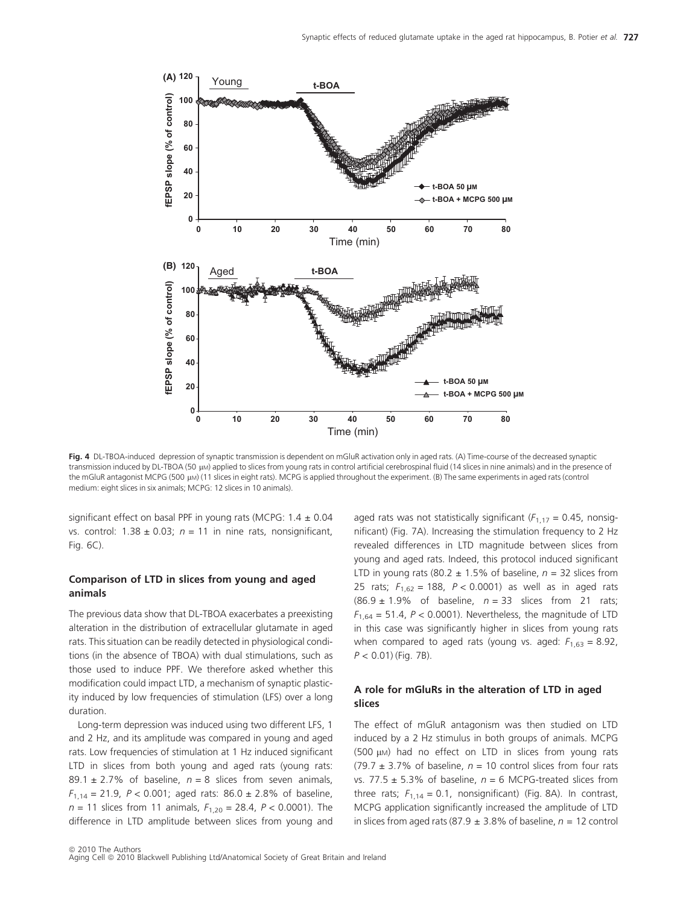**Fig. 4** DL-TBOA-induced depression of synaptic transmission is dependent on mGluR activation only in aged rats. (A) Time-course of the decreased synaptic transmission induced by DL-TBOA (50 μM) applied to slices from young rats in control artificial cerebrospinal fluid (14 slices in nine animals) and in the presence of the mGluR antagonist MCPG (500 μM) (11 slices in eight rats). MCPG is applied throughout the experiment. (B) The same experiments in aged rats (control medium: eight slices in six animals; MCPG: 12 slices in 10 animals).

significant effect on basal PPF in young rats (MCPG: 1.4 ± 0.04 vs. control: 1.38 ± 0.03; $n = 11$ in nine rats, nonsignificant, Fig. 6C).

### Comparison of LTD in slices from young and aged animals

The previous data show that DL-TBOA exacerbates a preexisting alteration in the distribution of extracellular glutamate in aged rats. This situation can be readily detected in physiological conditions (in the absence of TBOA) with dual stimulations, such as those used to induce PPF. We therefore asked whether this modification could impact LTD, a mechanism of synaptic plasticity induced by low frequencies of stimulation (LFS) over a long duration.

Long-term depression was induced using two different LFS, 1 and 2 Hz, and its amplitude was compared in young and aged rats. Low frequencies of stimulation at 1 Hz induced significant LTD in slices from both young and aged rats (young rats: 89.1 ± 2.7% of baseline, $n = 8$ slices from seven animals, $F_{1,14} = 21.9$, $P < 0.001$; aged rats: 86.0 ± 2.8% of baseline, $n = 11$ slices from 11 animals, $F_{1,20} = 28.4$, $P < 0.0001$). The difference in LTD amplitude between slices from young and aged rats was not statistically significant ($F_{1,17} = 0.45$, nonsignificant) (Fig. 7A). Increasing the stimulation frequency to 2 Hz revealed differences in LTD magnitude between slices from young and aged rats. Indeed, this protocol induced significant LTD in young rats (80.2 ± 1.5% of baseline, $n = 32$ slices from 25 rats; $F_{1,62} = 188$, $P < 0.0001$) as well as in aged rats (86.9 ± 1.9% of baseline, $n = 33$ slices from 21 rats; $F_{1,64} = 51.4$, $P < 0.0001$). Nevertheless, the magnitude of LTD in this case was significantly higher in slices from young rats when compared to aged rats (young vs. aged: $F_{1,63} = 8.92$, $P < 0.01$) (Fig. 7B).

### A role for mGluRs in the alteration of LTD in aged slices

The effect of mGluR antagonism was then studied on LTD induced by a 2 Hz stimulus in both groups of animals. MCPG (500 μM) had no effect on LTD in slices from young rats (79.7 ± 3.7% of baseline, $n = 10$ control slices from four rats vs. 77.5 ± 5.3% of baseline, $n = 6$ MCPG-treated slices from three rats; $F_{1,14} = 0.1$, nonsignificant) (Fig. 8A). In contrast, MCPG application significantly increased the amplitude of LTD in slices from aged rats (87.9 ± 3.8% of baseline, $n = 12$ control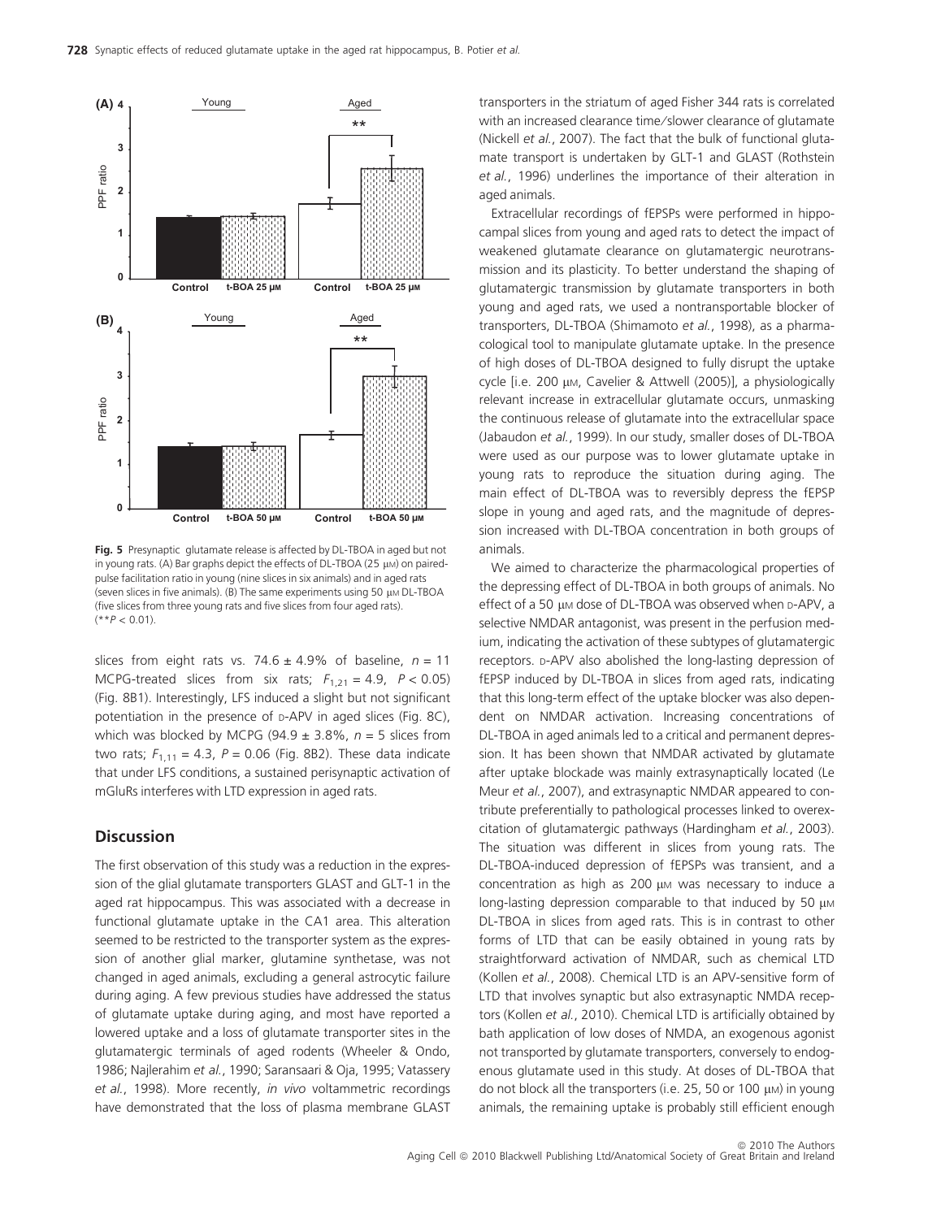**Fig. 5** Presynaptic glutamate release is affected by DL-TBOA in aged but not in young rats. (A) Bar graphs depict the effects of DL-TBOA (25 μM) on paired-pulse facilitation ratio in young (nine slices in six animals) and in aged rats (seven slices in five animals). (B) The same experiments using 50 μM DL-TBOA (five slices from three young rats and five slices from four aged rats). (** $P < 0.01$).

slices from eight rats vs. 74.6 ± 4.9% of baseline, $n = 11$ MCPG-treated slices from six rats; $F_{1,21} = 4.9$, $P < 0.05$) (Fig. 8B1). Interestingly, LFS induced a slight but not significant potentiation in the presence of D-APV in aged slices (Fig. 8C), which was blocked by MCPG (94.9 ± 3.8%, $n = 5$ slices from two rats; $F_{1,11} = 4.3$, $P = 0.06$ (Fig. 8B2). These data indicate that under LFS conditions, a sustained perisynaptic activation of mGluRs interferes with LTD expression in aged rats.

## Discussion

The first observation of this study was a reduction in the expression of the glial glutamate transporters GLAST and GLT-1 in the aged rat hippocampus. This was associated with a decrease in functional glutamate uptake in the CA1 area. This alteration seemed to be restricted to the transporter system as the expression of another glial marker, glutamine synthetase, was not changed in aged animals, excluding a general astrocytic failure during aging. A few previous studies have addressed the status of glutamate uptake during aging, and most have reported a lowered uptake and a loss of glutamate transporter sites in the glutamatergic terminals of aged rodents (Wheeler & Ondo, 1986; Najlerahim *et al.*, 1990; Saransaari & Oja, 1995; Vatassery *et al.*, 1998). More recently, *in vivo* voltammetric recordings have demonstrated that the loss of plasma membrane GLAST transporters in the striatum of aged Fisher 344 rats is correlated with an increased clearance time/slower clearance of glutamate (Nickell *et al.*, 2007). The fact that the bulk of functional glutamate transport is undertaken by GLT-1 and GLAST (Rothstein *et al.*, 1996) underlines the importance of their alteration in aged animals.

Extracellular recordings of fEPSPs were performed in hippocampal slices from young and aged rats to detect the impact of weakened glutamate clearance on glutamatergic neurotransmission and its plasticity. To better understand the shaping of glutamatergic transmission by glutamate transporters in both young and aged rats, we used a nontransportable blocker of transporters, DL-TBOA (Shimamoto *et al.*, 1998), as a pharmacological tool to manipulate glutamate uptake. In the presence of high doses of DL-TBOA designed to fully disrupt the uptake cycle [i.e. 200 μM, Cavelier & Attwell (2005)], a physiologically relevant increase in extracellular glutamate occurs, unmasking the continuous release of glutamate into the extracellular space (Jabaudon *et al.*, 1999). In our study, smaller doses of DL-TBOA were used as our purpose was to lower glutamate uptake in young rats to reproduce the situation during aging. The main effect of DL-TBOA was to reversibly depress the fEPSP slope in young and aged rats, and the magnitude of depression increased with DL-TBOA concentration in both groups of animals.

We aimed to characterize the pharmacological properties of the depressing effect of DL-TBOA in both groups of animals. No effect of a 50 μM dose of DL-TBOA was observed when D-APV, a selective NMDAR antagonist, was present in the perfusion medium, indicating the activation of these subtypes of glutamatergic receptors. D-APV also abolished the long-lasting depression of fEPSP induced by DL-TBOA in slices from aged rats, indicating that this long-term effect of the uptake blocker was also dependent on NMDAR activation. Increasing concentrations of DL-TBOA in aged animals led to a critical and permanent depression. It has been shown that NMDAR activated by glutamate after uptake blockade was mainly extrasynaptically located (Le Meur *et al.*, 2007), and extrasynaptic NMDAR appeared to contribute preferentially to pathological processes linked to overexcitation of glutamatergic pathways (Hardingham *et al.*, 2003). The situation was different in slices from young rats. The DL-TBOA-induced depression of fEPSPs was transient, and a concentration as high as 200 μM was necessary to induce a long-lasting depression comparable to that induced by 50 μM DL-TBOA in slices from aged rats. This is in contrast to other forms of LTD that can be easily obtained in young rats by straightforward activation of NMDAR, such as chemical LTD (Kollen *et al.*, 2008). Chemical LTD is an APV-sensitive form of LTD that involves synaptic but also extrasynaptic NMDA receptors (Kollen *et al.*, 2010). Chemical LTD is artificially obtained by bath application of low doses of NMDA, an exogenous agonist not transported by glutamate transporters, conversely to endogenous glutamate used in this study. At doses of DL-TBOA that do not block all the transporters (i.e. 25, 50 or 100 μM) in young animals, the remaining uptake is probably still efficient enough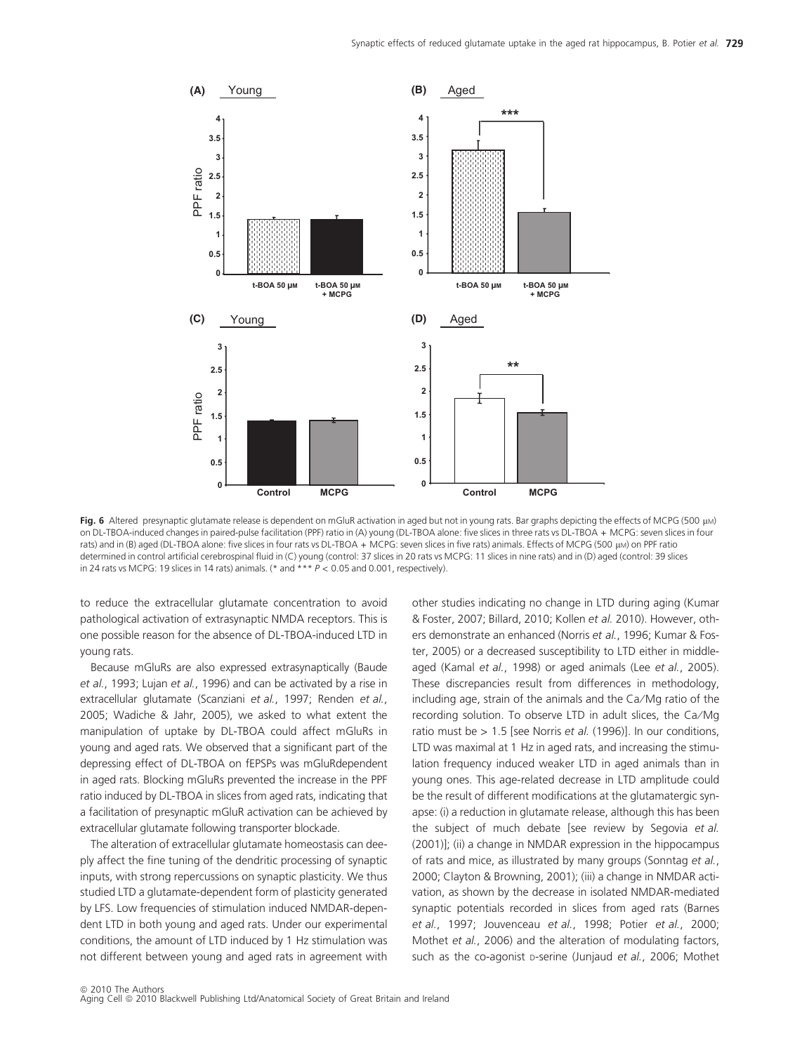**Fig. 6** Altered presynaptic glutamate release is dependent on mGluR activation in aged but not in young rats. Bar graphs depicting the effects of MCPG (500 μM) on DL-TBOA-induced changes in paired-pulse facilitation (PPF) ratio in (A) young (DL-TBOA alone: five slices in three rats vs DL-TBOA + MCPG: seven slices in four rats) and in (B) aged (DL-TBOA alone: five slices in four rats vs DL-TBOA + MCPG: seven slices in five rats) animals. Effects of MCPG (500 μM) on PPF ratio determined in control artificial cerebrospinal fluid in (C) young (control: 37 slices in 20 rats vs MCPG: 11 slices in nine rats) and in (D) aged (control: 39 slices in 24 rats vs MCPG: 19 slices in 14 rats) animals. (* and *** $P < 0.05$ and 0.001, respectively).

to reduce the extracellular glutamate concentration to avoid pathological activation of extrasynaptic NMDA receptors. This is one possible reason for the absence of DL-TBOA-induced LTD in young rats.

Because mGluRs are also expressed extrasynaptically (Baude *et al.*, 1993; Lujan *et al.*, 1996) and can be activated by a rise in extracellular glutamate (Scanziani *et al.*, 1997; Renden *et al.*, 2005; Wadiche & Jahr, 2005), we asked to what extent the manipulation of uptake by DL-TBOA could affect mGluRs in young and aged rats. We observed that a significant part of the depressing effect of DL-TBOA on fEPSPs was mGluRdependent in aged rats. Blocking mGluRs prevented the increase in the PPF ratio induced by DL-TBOA in slices from aged rats, indicating that a facilitation of presynaptic mGluR activation can be achieved by extracellular glutamate following transporter blockade.

The alteration of extracellular glutamate homeostasis can deeply affect the fine tuning of the dendritic processing of synaptic inputs, with strong repercussions on synaptic plasticity. We thus studied LTD a glutamate-dependent form of plasticity generated by LFS. Low frequencies of stimulation induced NMDAR-dependent LTD in both young and aged rats. Under our experimental conditions, the amount of LTD induced by 1 Hz stimulation was not different between young and aged rats in agreement with other studies indicating no change in LTD during aging (Kumar & Foster, 2007; Billard, 2010; Kollen *et al.* 2010). However, others demonstrate an enhanced (Norris *et al.*, 1996; Kumar & Foster, 2005) or a decreased susceptibility to LTD either in middle-aged (Kamal *et al.*, 1998) or aged animals (Lee *et al.*, 2005). These discrepancies result from differences in methodology, including age, strain of the animals and the Ca/Mg ratio of the recording solution. To observe LTD in adult slices, the Ca/Mg ratio must be > 1.5 [see Norris *et al.* (1996)]. In our conditions, LTD was maximal at 1 Hz in aged rats, and increasing the stimulation frequency induced weaker LTD in aged animals than in young ones. This age-related decrease in LTD amplitude could be the result of different modifications at the glutamatergic synapse: (i) a reduction in glutamate release, although this has been the subject of much debate [see review by Segovia *et al.* (2001)]; (ii) a change in NMDAR expression in the hippocampus of rats and mice, as illustrated by many groups (Sonntag *et al.*, 2000; Clayton & Browning, 2001); (iii) a change in NMDAR activation, as shown by the decrease in isolated NMDAR-mediated synaptic potentials recorded in slices from aged rats (Barnes *et al.*, 1997; Jouvenceau *et al.*, 1998; Potier *et al.*, 2000; Mothet *et al.*, 2006) and the alteration of modulating factors, such as the co-agonist D-serine (Junjaud *et al.*, 2006; Mothet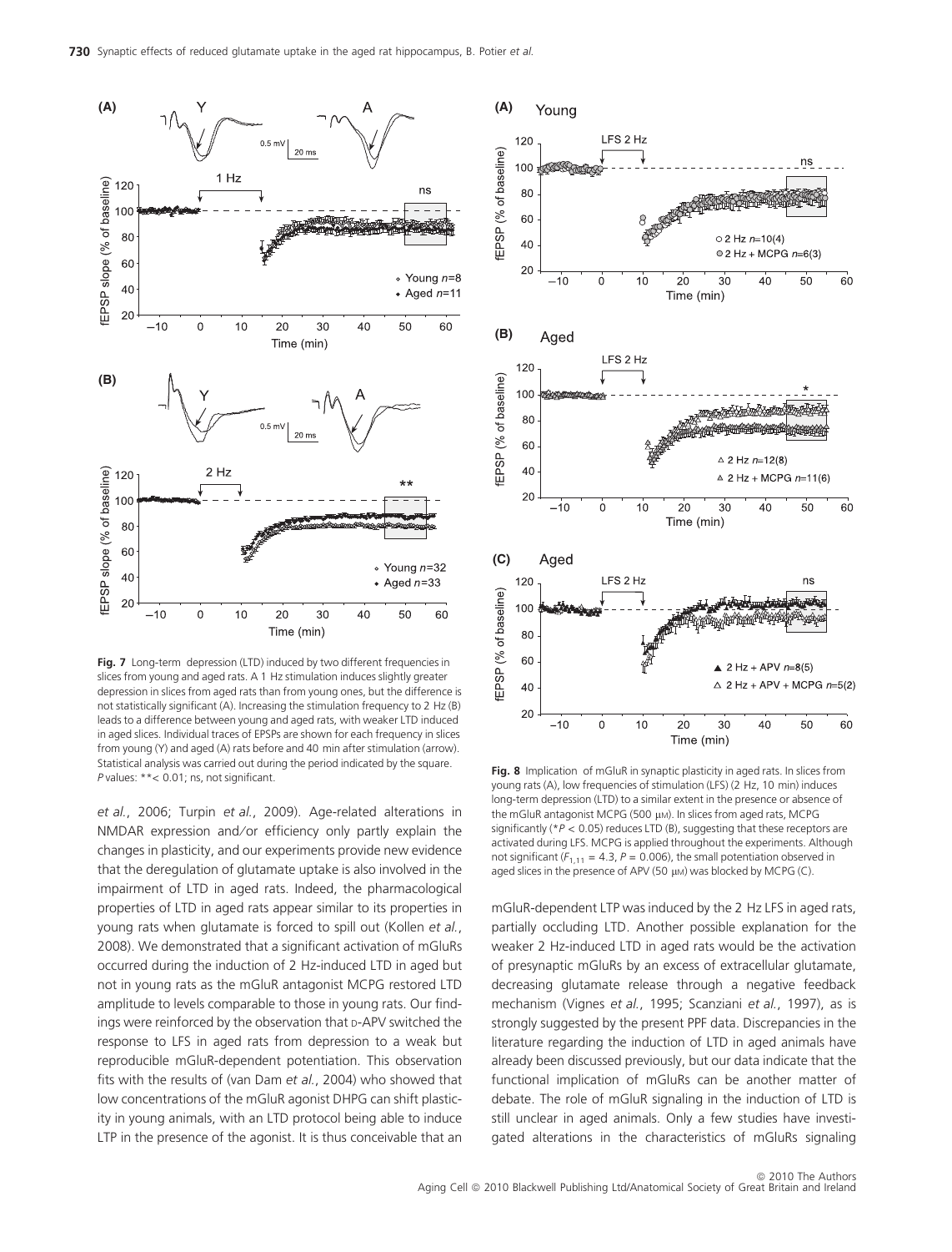Fig. 7 Long-term depression (LTD) induced by two different frequencies in slices from young and aged rats. A 1 Hz stimulation induces slightly greater depression in slices from aged rats than from young ones, but the difference is not statistically significant (A). Increasing the stimulation frequency to 2 Hz (B) leads to a difference between young and aged rats, with weaker LTD induced in aged slices. Individual traces of EPSPs are shown for each frequency in slices from young (Y) and aged (A) rats before and 40 min after stimulation (arrow). Statistical analysis was carried out during the period indicated by the square. *P* values: ** < 0.01; ns, not significant.

*et al.*, 2006; Turpin *et al.*, 2009). Age-related alterations in NMDAR expression and/or efficiency only partly explain the changes in plasticity, and our experiments provide new evidence that the deregulation of glutamate uptake is also involved in the impairment of LTD in aged rats. Indeed, the pharmacological properties of LTD in aged rats appear similar to its properties in young rats when glutamate is forced to spill out (Kollen *et al.*, 2008). We demonstrated that a significant activation of mGluRs occurred during the induction of 2 Hz-induced LTD in aged but not in young rats as the mGluR antagonist MCPG restored LTD amplitude to levels comparable to those in young rats. Our findings were reinforced by the observation that D-APV switched the response to LFS in aged rats from depression to a weak but reproducible mGluR-dependent potentiation. This observation fits with the results of (van Dam *et al.*, 2004) who showed that low concentrations of the mGluR agonist DHPG can shift plasticity in young animals, with an LTD protocol being able to induce LTP in the presence of the agonist. It is thus conceivable that an mGluR-dependent LTP was induced by the 2 Hz LFS in aged rats, partially occluding LTD. Another possible explanation for the weaker 2 Hz-induced LTD in aged rats would be the activation of presynaptic mGluRs by an excess of extracellular glutamate, decreasing glutamate release through a negative feedback mechanism (Vignes *et al.*, 1995; Scanziani *et al.*, 1997), as is strongly suggested by the present PPF data. Discrepancies in the literature regarding the induction of LTD in aged animals have already been discussed previously, but our data indicate that the functional implication of mGluRs can be another matter of debate. The role of mGluR signaling in the induction of LTD is still unclear in aged animals. Only a few studies have investigated alterations in the characteristics of mGluRs signaling

Fig. 8 Implication of mGluR in synaptic plasticity in aged rats. In slices from young rats (A), low frequencies of stimulation (LFS) (2 Hz, 10 min) induces long-term depression (LTD) to a similar extent in the presence or absence of the mGluR antagonist MCPG (500 μM). In slices from aged rats, MCPG significantly (*$P < 0.05$) reduces LTD (B), suggesting that these receptors are activated during LFS. MCPG is applied throughout the experiments. Although not significant ($F_{1,11} = 4.3$, $P = 0.006$), the small potentiation observed in aged slices in the presence of APV (50 μM) was blocked by MCPG (C).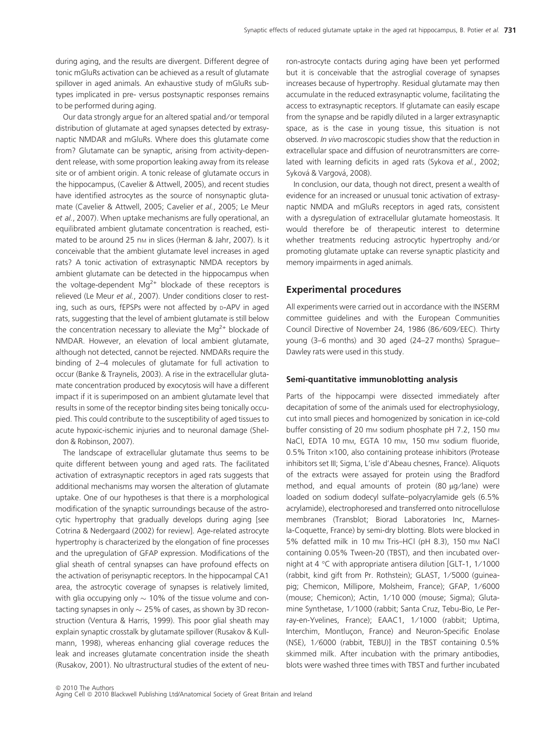during aging, and the results are divergent. Different degree of tonic mGluRs activation can be achieved as a result of glutamate spillover in aged animals. An exhaustive study of mGluRs subtypes implicated in pre- versus postsynaptic responses remains to be performed during aging.

Our data strongly argue for an altered spatial and/or temporal distribution of glutamate at aged synapses detected by extrasynaptic NMDAR and mGluRs. Where does this glutamate come from? Glutamate can be synaptic, arising from activity-dependent release, with some proportion leaking away from its release site or of ambient origin. A tonic release of glutamate occurs in the hippocampus, (Cavelier & Attwell, 2005), and recent studies have identified astrocytes as the source of nonsynaptic glutamate (Cavelier & Attwell, 2005; Cavelier *et al.*, 2005; Le Meur *et al.*, 2007). When uptake mechanisms are fully operational, an equilibrated ambient glutamate concentration is reached, estimated to be around 25 nM in slices (Herman & Jahr, 2007). Is it conceivable that the ambient glutamate level increases in aged rats? A tonic activation of extrasynaptic NMDA receptors by ambient glutamate can be detected in the hippocampus when the voltage-dependent $Mg^{2+}$ blockade of these receptors is relieved (Le Meur *et al.*, 2007). Under conditions closer to resting, such as ours, fEPSPs were not affected by D-APV in aged rats, suggesting that the level of ambient glutamate is still below the concentration necessary to alleviate the $Mg^{2+}$ blockade of NMDAR. However, an elevation of local ambient glutamate, although not detected, cannot be rejected. NMDARs require the binding of 2–4 molecules of glutamate for full activation to occur (Banke & Traynelis, 2003). A rise in the extracellular glutamate concentration produced by exocytosis will have a different impact if it is superimposed on an ambient glutamate level that results in some of the receptor binding sites being tonically occupied. This could contribute to the susceptibility of aged tissues to acute hypoxic-ischemic injuries and to neuronal damage (Sheldon & Robinson, 2007).

The landscape of extracellular glutamate thus seems to be quite different between young and aged rats. The facilitated activation of extrasynaptic receptors in aged rats suggests that additional mechanisms may worsen the alteration of glutamate uptake. One of our hypotheses is that there is a morphological modification of the synaptic surroundings because of the astrocytic hypertrophy that gradually develops during aging [see Cotrina & Nedergaard (2002) for review]. Age-related astrocyte hypertrophy is characterized by the elongation of fine processes and the upregulation of GFAP expression. Modifications of the glial sheath of central synapses can have profound effects on the activation of perisynaptic receptors. In the hippocampal CA1 area, the astrocytic coverage of synapses is relatively limited, with glia occupying only ~ 10% of the tissue volume and contacting synapses in only ~ 25% of cases, as shown by 3D reconstruction (Ventura & Harris, 1999). This poor glial sheath may explain synaptic crosstalk by glutamate spillover (Rusakov & Kullmann, 1998), whereas enhancing glial coverage reduces the leak and increases glutamate concentration inside the sheath (Rusakov, 2001). No ultrastructural studies of the extent of neuron-astrocyte contacts during aging have been yet performed but it is conceivable that the astroglial coverage of synapses increases because of hypertrophy. Residual glutamate may then accumulate in the reduced extrasynaptic volume, facilitating the access to extrasynaptic receptors. If glutamate can easily escape from the synapse and be rapidly diluted in a larger extrasynaptic space, as is the case in young tissue, this situation is not observed. *In vivo* macroscopic studies show that the reduction in extracellular space and diffusion of neurotransmitters are correlated with learning deficits in aged rats (Sykova *et al.*, 2002; Syková & Vargová, 2008).

In conclusion, our data, though not direct, present a wealth of evidence for an increased or unusual tonic activation of extrasynaptic NMDA and mGluRs receptors in aged rats, consistent with a dysregulation of extracellular glutamate homeostasis. It would therefore be of therapeutic interest to determine whether treatments reducing astrocytic hypertrophy and/or promoting glutamate uptake can reverse synaptic plasticity and memory impairments in aged animals.

## Experimental procedures

All experiments were carried out in accordance with the INSERM committee guidelines and with the European Communities Council Directive of November 24, 1986 (86/609/EEC). Thirty young (3–6 months) and 30 aged (24–27 months) Sprague–Dawley rats were used in this study.

### Semi-quantitative immunoblotting analysis

Parts of the hippocampi were dissected immediately after decapitation of some of the animals used for electrophysiology, cut into small pieces and homogenized by sonication in ice-cold buffer consisting of 20 mM sodium phosphate pH 7.2, 150 mM NaCl, EDTA 10 mM, EGTA 10 mM, 150 mM sodium fluoride, 0.5% Triton ×100, also containing protease inhibitors (Protease inhibitors set III; Sigma, L'isle d'Abeau chesnes, France). Aliquots of the extracts were assayed for protein using the Bradford method, and equal amounts of protein (80 μg/lane) were loaded on sodium dodecyl sulfate–polyacrylamide gels (6.5% acrylamide), electrophoresed and transferred onto nitrocellulose membranes (Transblot; Biorad Laboratories Inc, Marnes-la-Coquette, France) by semi-dry blotting. Blots were blocked in 5% defatted milk in 10 mM Tris–HCl (pH 8.3), 150 mM NaCl containing 0.05% Tween-20 (TBST), and then incubated overnight at 4 °C with appropriate antisera dilution [GLT-1, 1/1000 (rabbit, kind gift from Pr. Rothstein); GLAST, 1/5000 (guineapig; Chemicon, Millipore, Molsheim, France); GFAP, 1/6000 (mouse; Chemicon); Actin, 1/10 000 (mouse; Sigma); Glutamine Synthetase, 1/1000 (rabbit; Santa Cruz, Tebu-Bio, Le Perray-en-Yvelines, France); EAAC1, 1/1000 (rabbit; Uptima, Interchim, Montluçon, France) and Neuron-Specific Enolase (NSE), 1/6000 (rabbit, TEBU)] in the TBST containing 0.5% skimmed milk. After incubation with the primary antibodies, blots were washed three times with TBST and further incubated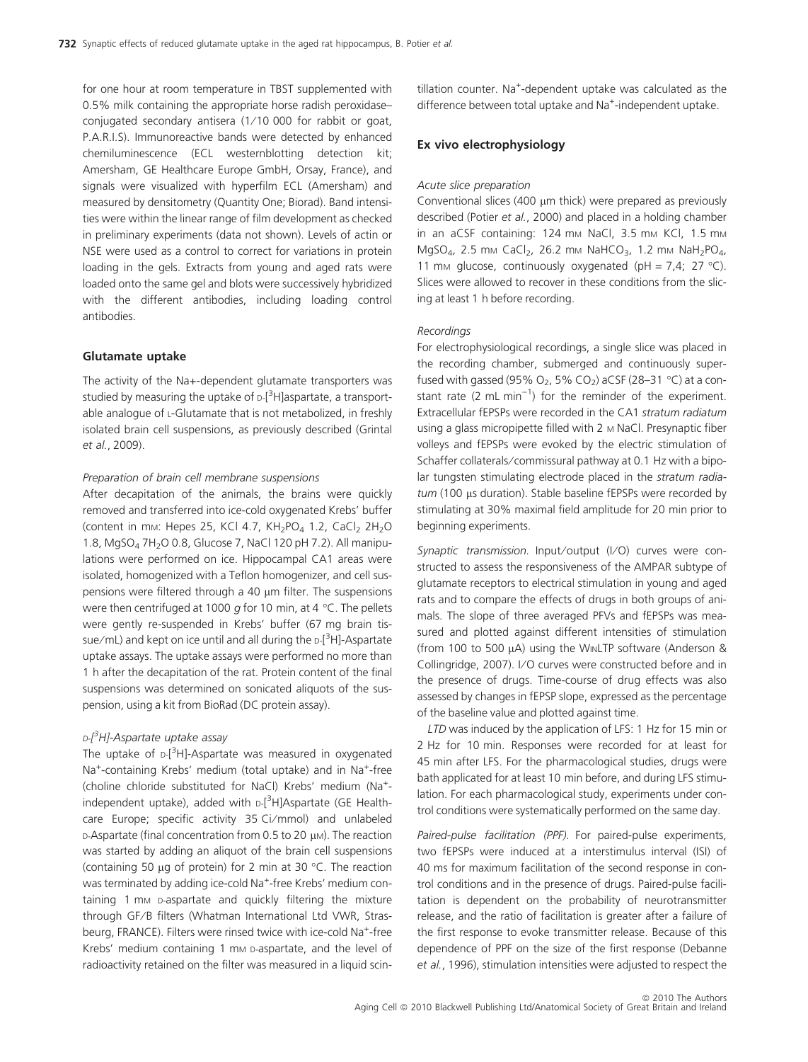for one hour at room temperature in TBST supplemented with 0.5% milk containing the appropriate horse radish peroxidase–conjugated secondary antisera (1/10 000 for rabbit or goat, P.A.R.I.S). Immunoreactive bands were detected by enhanced chemiluminescence (ECL westernblotting detection kit; Amersham, GE Healthcare Europe GmbH, Orsay, France), and signals were visualized with hyperfilm ECL (Amersham) and measured by densitometry (Quantity One; Biorad). Band intensities were within the linear range of film development as checked in preliminary experiments (data not shown). Levels of actin or NSE were used as a control to correct for variations in protein loading in the gels. Extracts from young and aged rats were loaded onto the same gel and blots were successively hybridized with the different antibodies, including loading control antibodies.

### Glutamate uptake

The activity of the Na+-dependent glutamate transporters was studied by measuring the uptake of D-[$^3$H]aspartate, a transportable analogue of L-Glutamate that is not metabolized, in freshly isolated brain cell suspensions, as previously described (Grintal *et al.*, 2009).

#### *Preparation of brain cell membrane suspensions*

After decapitation of the animals, the brains were quickly removed and transferred into ice-cold oxygenated Krebs' buffer (content in mM: Hepes 25, KCl 4.7, $KH_2PO_4$ 1.2, $CaCl_2$ $2H_2O$ 1.8, $MgSO_4$ $7H_2O$ 0.8, Glucose 7, NaCl 120 pH 7.2). All manipulations were performed on ice. Hippocampal CA1 areas were isolated, homogenized with a Teflon homogenizer, and cell suspensions were filtered through a 40 μm filter. The suspensions were then centrifuged at 1000 *g* for 10 min, at 4 °C. The pellets were gently re-suspended in Krebs' buffer (67 mg brain tissue/mL) and kept on ice until and all during the D-[$^3$H]-Aspartate uptake assays. The uptake assays were performed no more than 1 h after the decapitation of the rat. Protein content of the final suspensions was determined on sonicated aliquots of the suspension, using a kit from BioRad (DC protein assay).

#### *D-[$^3$H]-Aspartate uptake assay*

The uptake of D-[$^3$H]-Aspartate was measured in oxygenated $Na^+$-containing Krebs' medium (total uptake) and in $Na^+$-free (choline chloride substituted for NaCl) Krebs' medium ($Na^+$-independent uptake), added with D-[$^3$H]Aspartate (GE Healthcare Europe; specific activity 35 Ci/mmol) and unlabeled D-Aspartate (final concentration from 0.5 to 20 μM). The reaction was started by adding an aliquot of the brain cell suspensions (containing 50 μg of protein) for 2 min at 30 °C. The reaction was terminated by adding ice-cold $Na^+$-free Krebs' medium containing 1 mM D-aspartate and quickly filtering the mixture through GF/B filters (Whatman International Ltd VWR, Strasbeurg, FRANCE). Filters were rinsed twice with ice-cold $Na^+$-free Krebs' medium containing 1 mM D-aspartate, and the level of radioactivity retained on the filter was measured in a liquid scintillation counter. $Na^+$-dependent uptake was calculated as the difference between total uptake and $Na^+$-independent uptake.

### Ex vivo electrophysiology

#### *Acute slice preparation*

Conventional slices (400 μm thick) were prepared as previously described (Potier *et al.*, 2000) and placed in a holding chamber in an aCSF containing: 124 mM NaCl, 3.5 mM KCl, 1.5 mM $MgSO_4$, 2.5 mM $CaCl_2$, 26.2 mM $NaHCO_3$, 1.2 mM $NaH_2PO_4$, 11 mM glucose, continuously oxygenated (pH = 7,4; 27 °C). Slices were allowed to recover in these conditions from the slicing at least 1 h before recording.

#### *Recordings*

For electrophysiological recordings, a single slice was placed in the recording chamber, submerged and continuously superfused with gassed (95% $O_2$, 5% $CO_2$) aCSF (28–31 °C) at a constant rate (2 mL $min^{-1}$) for the reminder of the experiment. Extracellular fEPSPs were recorded in the CA1 *stratum radiatum* using a glass micropipette filled with 2 M NaCl. Presynaptic fiber volleys and fEPSPs were evoked by the electric stimulation of Schaffer collaterals/commissural pathway at 0.1 Hz with a bipolar tungsten stimulating electrode placed in the *stratum radiatum* (100 μs duration). Stable baseline fEPSPs were recorded by stimulating at 30% maximal field amplitude for 20 min prior to beginning experiments.

*Synaptic transmission.* Input/output (I/O) curves were constructed to assess the responsiveness of the AMPAR subtype of glutamate receptors to electrical stimulation in young and aged rats and to compare the effects of drugs in both groups of animals. The slope of three averaged PFVs and fEPSPs was measured and plotted against different intensities of stimulation (from 100 to 500 μA) using the WinLTP software (Anderson & Collingridge, 2007). I/O curves were constructed before and in the presence of drugs. Time-course of drug effects was also assessed by changes in fEPSP slope, expressed as the percentage of the baseline value and plotted against time.

*LTD* was induced by the application of LFS: 1 Hz for 15 min or 2 Hz for 10 min. Responses were recorded for at least for 45 min after LFS. For the pharmacological studies, drugs were bath applicated for at least 10 min before, and during LFS stimulation. For each pharmacological study, experiments under control conditions were systematically performed on the same day.

*Paired-pulse facilitation (PPF).* For paired-pulse experiments, two fEPSPs were induced at a interstimulus interval (ISI) of 40 ms for maximum facilitation of the second response in control conditions and in the presence of drugs. Paired-pulse facilitation is dependent on the probability of neurotransmitter release, and the ratio of facilitation is greater after a failure of the first response to evoke transmitter release. Because of this dependence of PPF on the size of the first response (Debanne *et al.*, 1996), stimulation intensities were adjusted to respect the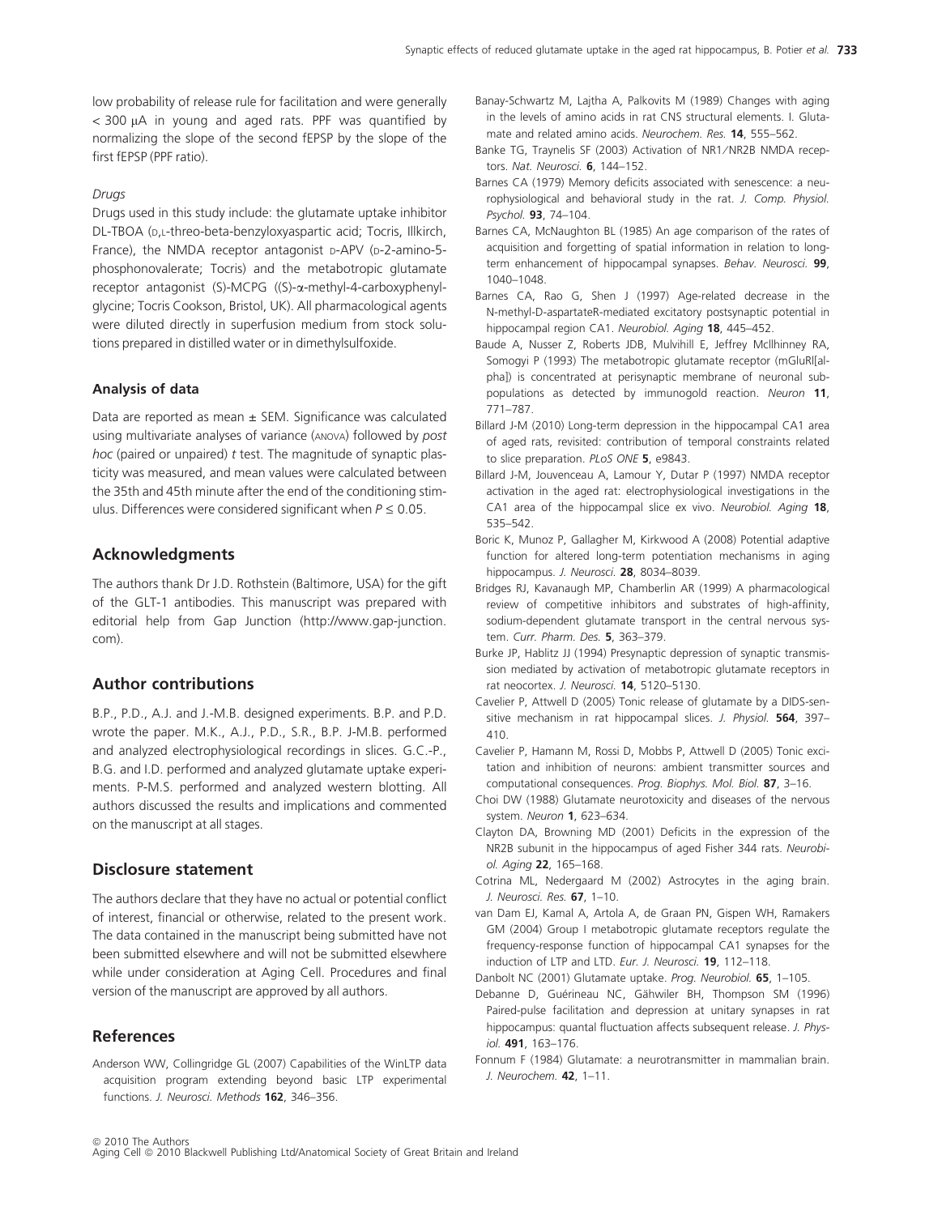low probability of release rule for facilitation and were generally < 300 μA in young and aged rats. PPF was quantified by normalizing the slope of the second fEPSP by the slope of the first fEPSP (PPF ratio).

*Drugs*

Drugs used in this study include: the glutamate uptake inhibitor DL-TBOA (D,L-threo-beta-benzyloxyaspartic acid; Tocris, Illkirch, France), the NMDA receptor antagonist D-APV (D-2-amino-5-phosphonovalerate; Tocris) and the metabotropic glutamate receptor antagonist (S)-MCPG ((S)-α-methyl-4-carboxyphenylglycine; Tocris Cookson, Bristol, UK). All pharmacological agents were diluted directly in superfusion medium from stock solutions prepared in distilled water or in dimethylsulfoxide.

### Analysis of data

Data are reported as mean ± SEM. Significance was calculated using multivariate analyses of variance (ANOVA) followed by *post hoc* (paired or unpaired) *t* test. The magnitude of synaptic plasticity was measured, and mean values were calculated between the 35th and 45th minute after the end of the conditioning stimulus. Differences were considered significant when $P \leq 0.05$.

## Acknowledgments

The authors thank Dr J.D. Rothstein (Baltimore, USA) for the gift of the GLT-1 antibodies. This manuscript was prepared with editorial help from Gap Junction (http://www.gap-junction.com).

## Author contributions

B.P., P.D., A.J. and J.-M.B. designed experiments. B.P. and P.D. wrote the paper. M.K., A.J., P.D., S.R., B.P. J-M.B. performed and analyzed electrophysiological recordings in slices. G.C.-P., B.G. and I.D. performed and analyzed glutamate uptake experiments. P-M.S. performed and analyzed western blotting. All authors discussed the results and implications and commented on the manuscript at all stages.

## Disclosure statement

The authors declare that they have no actual or potential conflict of interest, financial or otherwise, related to the present work. The data contained in the manuscript being submitted have not been submitted elsewhere and will not be submitted elsewhere while under consideration at Aging Cell. Procedures and final version of the manuscript are approved by all authors.

## References

Anderson WW, Collingridge GL (2007) Capabilities of the WinLTP data acquisition program extending beyond basic LTP experimental functions. *J. Neurosci. Methods* **162**, 346–356.

Banay-Schwartz M, Lajtha A, Palkovits M (1989) Changes with aging in the levels of amino acids in rat CNS structural elements. I. Glutamate and related amino acids. *Neurochem. Res.* **14**, 555–562.

Banke TG, Traynelis SF (2003) Activation of NR1/NR2B NMDA receptors. *Nat. Neurosci.* **6**, 144–152.

Barnes CA (1979) Memory deficits associated with senescence: a neurophysiological and behavioral study in the rat. *J. Comp. Physiol. Psychol.* **93**, 74–104.

Barnes CA, McNaughton BL (1985) An age comparison of the rates of acquisition and forgetting of spatial information in relation to long-term enhancement of hippocampal synapses. *Behav. Neurosci.* **99**, 1040–1048.

Barnes CA, Rao G, Shen J (1997) Age-related decrease in the N-methyl-D-aspartateR-mediated excitatory postsynaptic potential in hippocampal region CA1. *Neurobiol. Aging* **18**, 445–452.

Baude A, Nusser Z, Roberts JDB, Mulvihill E, Jeffrey McIlhinney RA, Somogyi P (1993) The metabotropic glutamate receptor (mGluRl[alpha]) is concentrated at perisynaptic membrane of neuronal subpopulations as detected by immunogold reaction. *Neuron* **11**, 771–787.

Billard J-M (2010) Long-term depression in the hippocampal CA1 area of aged rats, revisited: contribution of temporal constraints related to slice preparation. *PLoS ONE* **5**, e9843.

Billard J-M, Jouvenceau A, Lamour Y, Dutar P (1997) NMDA receptor activation in the aged rat: electrophysiological investigations in the CA1 area of the hippocampal slice ex vivo. *Neurobiol. Aging* **18**, 535–542.

Boric K, Munoz P, Gallagher M, Kirkwood A (2008) Potential adaptive function for altered long-term potentiation mechanisms in aging hippocampus. *J. Neurosci.* **28**, 8034–8039.

Bridges RJ, Kavanaugh MP, Chamberlin AR (1999) A pharmacological review of competitive inhibitors and substrates of high-affinity, sodium-dependent glutamate transport in the central nervous system. *Curr. Pharm. Des.* **5**, 363–379.

Burke JP, Hablitz JJ (1994) Presynaptic depression of synaptic transmission mediated by activation of metabotropic glutamate receptors in rat neocortex. *J. Neurosci.* **14**, 5120–5130.

Cavelier P, Attwell D (2005) Tonic release of glutamate by a DIDS-sensitive mechanism in rat hippocampal slices. *J. Physiol.* **564**, 397–410.

Cavelier P, Hamann M, Rossi D, Mobbs P, Attwell D (2005) Tonic excitation and inhibition of neurons: ambient transmitter sources and computational consequences. *Prog. Biophys. Mol. Biol.* **87**, 3–16.

Choi DW (1988) Glutamate neurotoxicity and diseases of the nervous system. *Neuron* **1**, 623–634.

Clayton DA, Browning MD (2001) Deficits in the expression of the NR2B subunit in the hippocampus of aged Fisher 344 rats. *Neurobiol. Aging* **22**, 165–168.

Cotrina ML, Nedergaard M (2002) Astrocytes in the aging brain. *J. Neurosci. Res.* **67**, 1–10.

van Dam EJ, Kamal A, Artola A, de Graan PN, Gispen WH, Ramakers GM (2004) Group I metabotropic glutamate receptors regulate the frequency-response function of hippocampal CA1 synapses for the induction of LTP and LTD. *Eur. J. Neurosci.* **19**, 112–118.

Danbolt NC (2001) Glutamate uptake. *Prog. Neurobiol.* **65**, 1–105.

Debanne D, Guérineau NC, Gähwiler BH, Thompson SM (1996) Paired-pulse facilitation and depression at unitary synapses in rat hippocampus: quantal fluctuation affects subsequent release. *J. Physiol.* **491**, 163–176.

Fonnum F (1984) Glutamate: a neurotransmitter in mammalian brain. *J. Neurochem.* **42**, 1–11.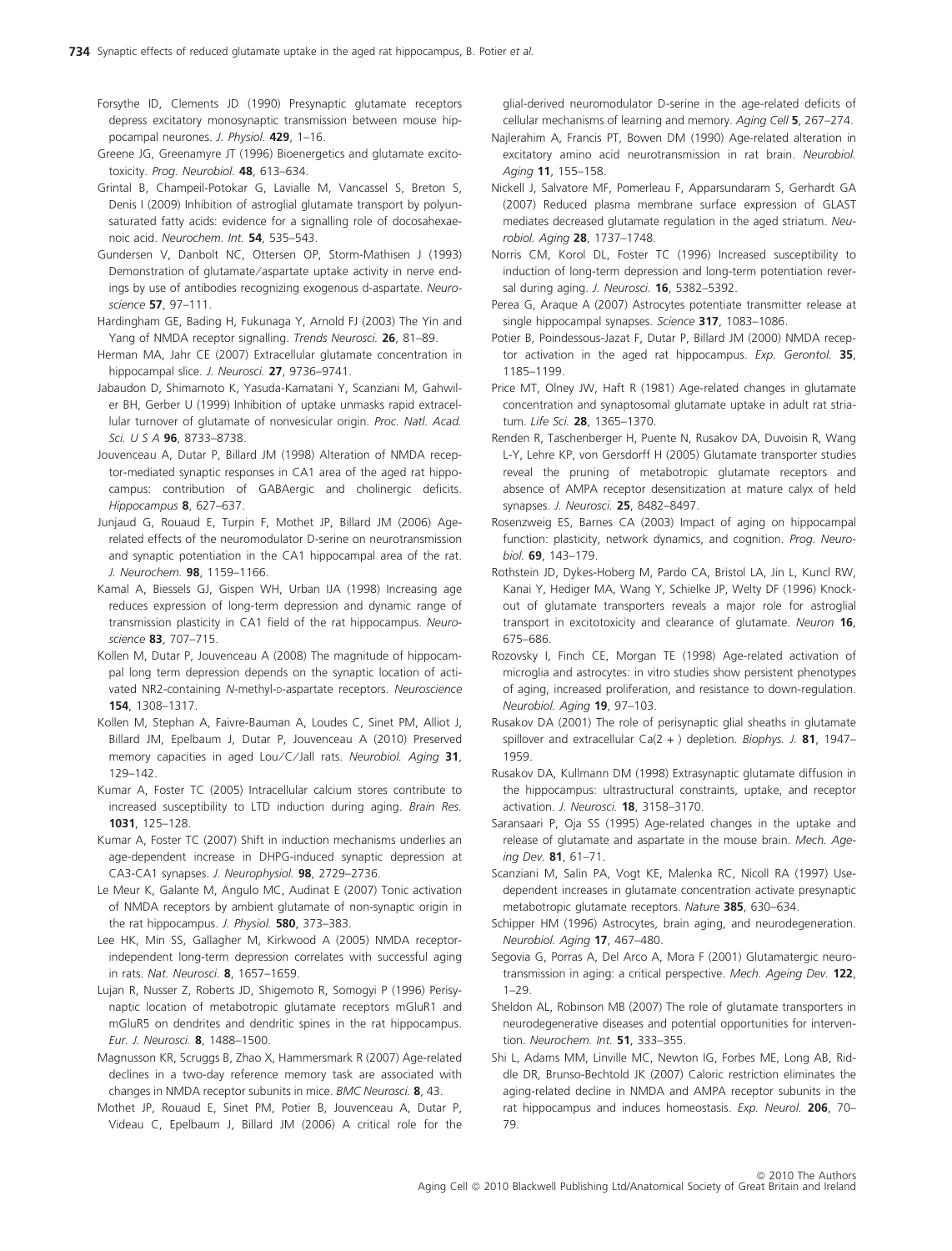Forsythe ID, Clements JD (1990) Presynaptic glutamate receptors depress excitatory monosynaptic transmission between mouse hippocampal neurones. *J. Physiol.* **429**, 1–16.

Greene JG, Greenamyre JT (1996) Bioenergetics and glutamate excitotoxicity. *Prog. Neurobiol.* **48**, 613–634.

Grintal B, Champeil-Potokar G, Lavialle M, Vancassel S, Breton S, Denis I (2009) Inhibition of astroglial glutamate transport by polyunsaturated fatty acids: evidence for a signalling role of docosahexaenoic acid. *Neurochem. Int.* **54**, 535–543.

Gundersen V, Danbolt NC, Ottersen OP, Storm-Mathisen J (1993) Demonstration of glutamate/aspartate uptake activity in nerve endings by use of antibodies recognizing exogenous d-aspartate. *Neuroscience* **57**, 97–111.

Hardingham GE, Bading H, Fukunaga Y, Arnold FJ (2003) The Yin and Yang of NMDA receptor signalling. *Trends Neurosci.* **26**, 81–89.

Herman MA, Jahr CE (2007) Extracellular glutamate concentration in hippocampal slice. *J. Neurosci.* **27**, 9736–9741.

Jabaudon D, Shimamoto K, Yasuda-Kamatani Y, Scanziani M, Gahwiler BH, Gerber U (1999) Inhibition of uptake unmasks rapid extracellular turnover of glutamate of nonvesicular origin. *Proc. Natl. Acad. Sci. U S A* **96**, 8733–8738.

Jouvenceau A, Dutar P, Billard JM (1998) Alteration of NMDA receptor-mediated synaptic responses in CA1 area of the aged rat hippocampus: contribution of GABAergic and cholinergic deficits. *Hippocampus* **8**, 627–637.

Junjaud G, Rouaud E, Turpin F, Mothet JP, Billard JM (2006) Age-related effects of the neuromodulator D-serine on neurotransmission and synaptic potentiation in the CA1 hippocampal area of the rat. *J. Neurochem.* **98**, 1159–1166.

Kamal A, Biessels GJ, Gispen WH, Urban IJA (1998) Increasing age reduces expression of long-term depression and dynamic range of transmission plasticity in CA1 field of the rat hippocampus. *Neuroscience* **83**, 707–715.

Kollen M, Dutar P, Jouvenceau A (2008) The magnitude of hippocampal long term depression depends on the synaptic location of activated NR2-containing *N*-methyl-D-aspartate receptors. *Neuroscience* **154**, 1308–1317.

Kollen M, Stephan A, Faivre-Bauman A, Loudes C, Sinet PM, Alliot J, Billard JM, Epelbaum J, Dutar P, Jouvenceau A (2010) Preserved memory capacities in aged Lou/C/Jall rats. *Neurobiol. Aging* **31**, 129–142.

Kumar A, Foster TC (2005) Intracellular calcium stores contribute to increased susceptibility to LTD induction during aging. *Brain Res.* **1031**, 125–128.

Kumar A, Foster TC (2007) Shift in induction mechanisms underlies an age-dependent increase in DHPG-induced synaptic depression at CA3-CA1 synapses. *J. Neurophysiol.* **98**, 2729–2736.

Le Meur K, Galante M, Angulo MC, Audinat E (2007) Tonic activation of NMDA receptors by ambient glutamate of non-synaptic origin in the rat hippocampus. *J. Physiol.* **580**, 373–383.

Lee HK, Min SS, Gallagher M, Kirkwood A (2005) NMDA receptor-independent long-term depression correlates with successful aging in rats. *Nat. Neurosci.* **8**, 1657–1659.

Lujan R, Nusser Z, Roberts JD, Shigemoto R, Somogyi P (1996) Perisynaptic location of metabotropic glutamate receptors mGluR1 and mGluR5 on dendrites and dendritic spines in the rat hippocampus. *Eur. J. Neurosci.* **8**, 1488–1500.

Magnusson KR, Scruggs B, Zhao X, Hammersmark R (2007) Age-related declines in a two-day reference memory task are associated with changes in NMDA receptor subunits in mice. *BMC Neurosci.* **8**, 43.

Mothet JP, Rouaud E, Sinet PM, Potier B, Jouvenceau A, Dutar P, Videau C, Epelbaum J, Billard JM (2006) A critical role for the glial-derived neuromodulator D-serine in the age-related deficits of cellular mechanisms of learning and memory. *Aging Cell* **5**, 267–274.

Najlerahim A, Francis PT, Bowen DM (1990) Age-related alteration in excitatory amino acid neurotransmission in rat brain. *Neurobiol. Aging* **11**, 155–158.

Nickell J, Salvatore MF, Pomerleau F, Apparsundaram S, Gerhardt GA (2007) Reduced plasma membrane surface expression of GLAST mediates decreased glutamate regulation in the aged striatum. *Neurobiol. Aging* **28**, 1737–1748.

Norris CM, Korol DL, Foster TC (1996) Increased susceptibility to induction of long-term depression and long-term potentiation reversal during aging. *J. Neurosci.* **16**, 5382–5392.

Perea G, Araque A (2007) Astrocytes potentiate transmitter release at single hippocampal synapses. *Science* **317**, 1083–1086.

Potier B, Poindessous-Jazat F, Dutar P, Billard JM (2000) NMDA receptor activation in the aged rat hippocampus. *Exp. Gerontol.* **35**, 1185–1199.

Price MT, Olney JW, Haft R (1981) Age-related changes in glutamate concentration and synaptosomal glutamate uptake in adult rat striatum. *Life Sci.* **28**, 1365–1370.

Renden R, Taschenberger H, Puente N, Rusakov DA, Duvoisin R, Wang L-Y, Lehre KP, von Gersdorff H (2005) Glutamate transporter studies reveal the pruning of metabotropic glutamate receptors and absence of AMPA receptor desensitization at mature calyx of held synapses. *J. Neurosci.* **25**, 8482–8497.

Rosenzweig ES, Barnes CA (2003) Impact of aging on hippocampal function: plasticity, network dynamics, and cognition. *Prog. Neurobiol.* **69**, 143–179.

Rothstein JD, Dykes-Hoberg M, Pardo CA, Bristol LA, Jin L, Kuncl RW, Kanai Y, Hediger MA, Wang Y, Schielke JP, Welty DF (1996) Knockout of glutamate transporters reveals a major role for astroglial transport in excitotoxicity and clearance of glutamate. *Neuron* **16**, 675–686.

Rozovsky I, Finch CE, Morgan TE (1998) Age-related activation of microglia and astrocytes: in vitro studies show persistent phenotypes of aging, increased proliferation, and resistance to down-regulation. *Neurobiol. Aging* **19**, 97–103.

Rusakov DA (2001) The role of perisynaptic glial sheaths in glutamate spillover and extracellular Ca(2 + ) depletion. *Biophys. J.* **81**, 1947–1959.

Rusakov DA, Kullmann DM (1998) Extrasynaptic glutamate diffusion in the hippocampus: ultrastructural constraints, uptake, and receptor activation. *J. Neurosci.* **18**, 3158–3170.

Saransaari P, Oja SS (1995) Age-related changes in the uptake and release of glutamate and aspartate in the mouse brain. *Mech. Ageing Dev.* **81**, 61–71.

Scanziani M, Salin PA, Vogt KE, Malenka RC, Nicoll RA (1997) Use-dependent increases in glutamate concentration activate presynaptic metabotropic glutamate receptors. *Nature* **385**, 630–634.

Schipper HM (1996) Astrocytes, brain aging, and neurodegeneration. *Neurobiol. Aging* **17**, 467–480.

Segovia G, Porras A, Del Arco A, Mora F (2001) Glutamatergic neurotransmission in aging: a critical perspective. *Mech. Ageing Dev.* **122**, 1–29.

Sheldon AL, Robinson MB (2007) The role of glutamate transporters in neurodegenerative diseases and potential opportunities for intervention. *Neurochem. Int.* **51**, 333–355.

Shi L, Adams MM, Linville MC, Newton IG, Forbes ME, Long AB, Riddle DR, Brunso-Bechtold JK (2007) Caloric restriction eliminates the aging-related decline in NMDA and AMPA receptor subunits in the rat hippocampus and induces homeostasis. *Exp. Neurol.* **206**, 70–79.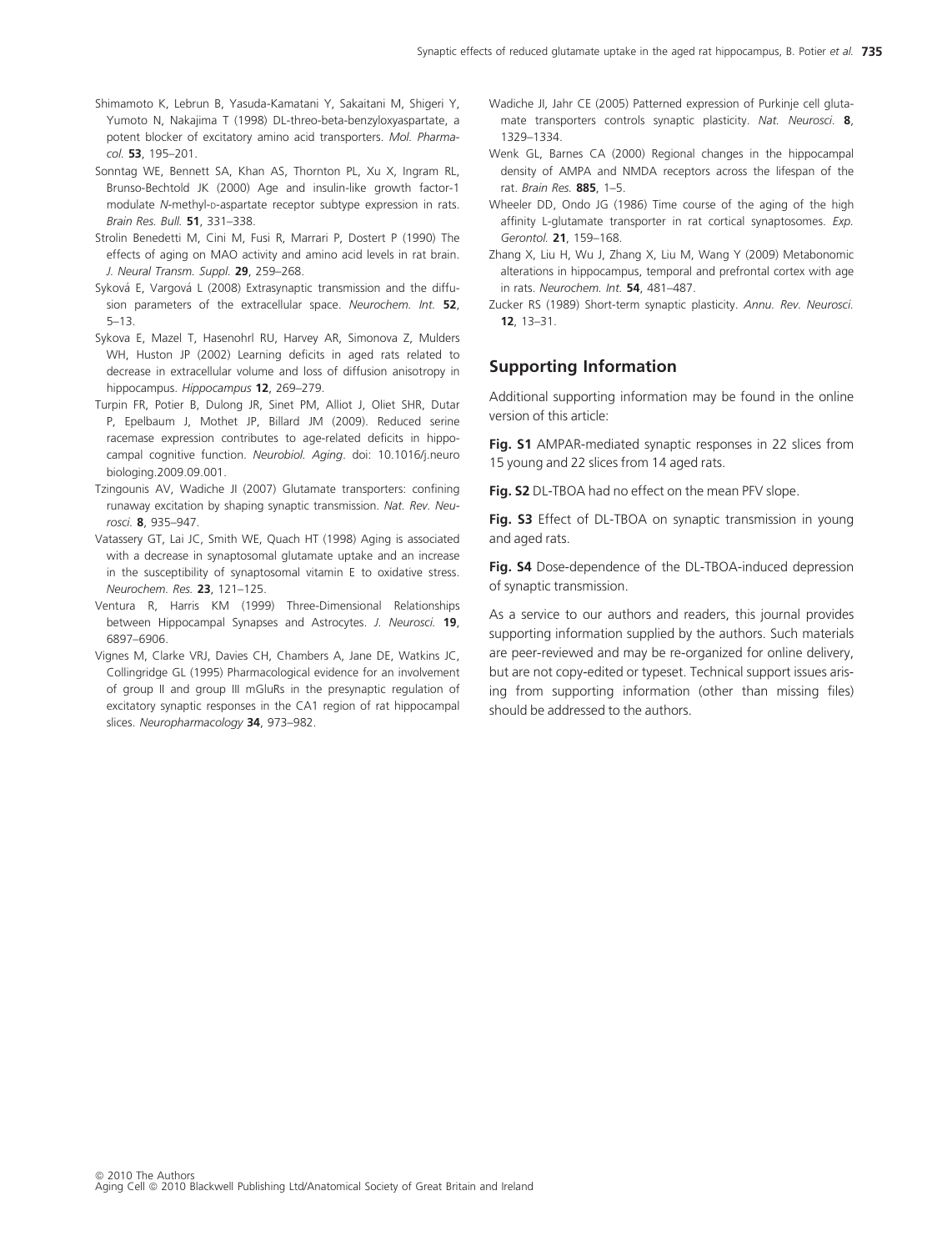Shimamoto K, Lebrun B, Yasuda-Kamatani Y, Sakaitani M, Shigeri Y, Yumoto N, Nakajima T (1998) DL-threo-beta-benzyloxyaspartate, a potent blocker of excitatory amino acid transporters. *Mol. Pharmacol.* **53**, 195–201.

Sonntag WE, Bennett SA, Khan AS, Thornton PL, Xu X, Ingram RL, Brunso-Bechtold JK (2000) Age and insulin-like growth factor-1 modulate *N*-methyl-D-aspartate receptor subtype expression in rats. *Brain Res. Bull.* **51**, 331–338.

Strolin Benedetti M, Cini M, Fusi R, Marrari P, Dostert P (1990) The effects of aging on MAO activity and amino acid levels in rat brain. *J. Neural Transm. Suppl.* **29**, 259–268.

Syková E, Vargová L (2008) Extrasynaptic transmission and the diffusion parameters of the extracellular space. *Neurochem. Int.* **52**, 5–13.

Sykova E, Mazel T, Hasenohrl RU, Harvey AR, Simonova Z, Mulders WH, Huston JP (2002) Learning deficits in aged rats related to decrease in extracellular volume and loss of diffusion anisotropy in hippocampus. *Hippocampus* **12**, 269–279.

Turpin FR, Potier B, Dulong JR, Sinet PM, Alliot J, Oliet SHR, Dutar P, Epelbaum J, Mothet JP, Billard JM (2009). Reduced serine racemase expression contributes to age-related deficits in hippocampal cognitive function. *Neurobiol. Aging*. doi: 10.1016/j.neurobiologing.2009.09.001.

Tzingounis AV, Wadiche JI (2007) Glutamate transporters: confining runaway excitation by shaping synaptic transmission. *Nat. Rev. Neurosci.* **8**, 935–947.

Vatassery GT, Lai JC, Smith WE, Quach HT (1998) Aging is associated with a decrease in synaptosomal glutamate uptake and an increase in the susceptibility of synaptosomal vitamin E to oxidative stress. *Neurochem. Res.* **23**, 121–125.

Ventura R, Harris KM (1999) Three-Dimensional Relationships between Hippocampal Synapses and Astrocytes. *J. Neurosci.* **19**, 6897–6906.

Vignes M, Clarke VRJ, Davies CH, Chambers A, Jane DE, Watkins JC, Collingridge GL (1995) Pharmacological evidence for an involvement of group II and group III mGluRs in the presynaptic regulation of excitatory synaptic responses in the CA1 region of rat hippocampal slices. *Neuropharmacology* **34**, 973–982.

Wadiche JI, Jahr CE (2005) Patterned expression of Purkinje cell glutamate transporters controls synaptic plasticity. *Nat. Neurosci.* **8**, 1329–1334.

Wenk GL, Barnes CA (2000) Regional changes in the hippocampal density of AMPA and NMDA receptors across the lifespan of the rat. *Brain Res.* **885**, 1–5.

Wheeler DD, Ondo JG (1986) Time course of the aging of the high affinity L-glutamate transporter in rat cortical synaptosomes. *Exp. Gerontol.* **21**, 159–168.

Zhang X, Liu H, Wu J, Zhang X, Liu M, Wang Y (2009) Metabonomic alterations in hippocampus, temporal and prefrontal cortex with age in rats. *Neurochem. Int.* **54**, 481–487.

Zucker RS (1989) Short-term synaptic plasticity. *Annu. Rev. Neurosci.* **12**, 13–31.

## Supporting Information

Additional supporting information may be found in the online version of this article:

**Fig. S1** AMPAR-mediated synaptic responses in 22 slices from 15 young and 22 slices from 14 aged rats.

**Fig. S2** DL-TBOA had no effect on the mean PFV slope.

**Fig. S3** Effect of DL-TBOA on synaptic transmission in young and aged rats.

**Fig. S4** Dose-dependence of the DL-TBOA-induced depression of synaptic transmission.

As a service to our authors and readers, this journal provides supporting information supplied by the authors. Such materials are peer-reviewed and may be re-organized for online delivery, but are not copy-edited or typeset. Technical support issues arising from supporting information (other than missing files) should be addressed to the authors.